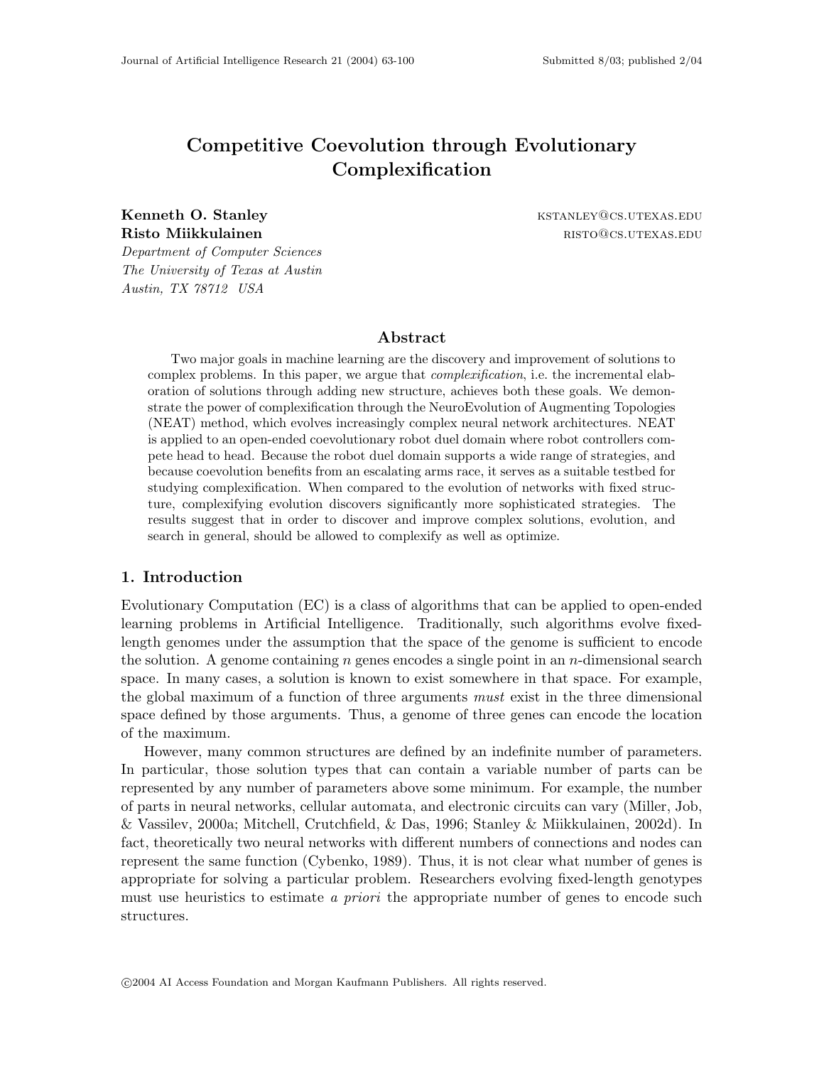# Competitive Coevolution through Evolutionary Complexification

**Kenneth O. Stanley** KSTANLEY@CS.UTEXAS.EDU
**Risto Miikkulainen** RISTO@CS.UTEXAS.EDU

*Department of Computer Sciences*
*The University of Texas at Austin*
*Austin, TX 78712 USA*

## Abstract

Two major goals in machine learning are the discovery and improvement of solutions to complex problems. In this paper, we argue that *complexification*, i.e. the incremental elaboration of solutions through adding new structure, achieves both these goals. We demonstrate the power of complexification through the NeuroEvolution of Augmenting Topologies (NEAT) method, which evolves increasingly complex neural network architectures. NEAT is applied to an open-ended coevolutionary robot duel domain where robot controllers compete head to head. Because the robot duel domain supports a wide range of strategies, and because coevolution benefits from an escalating arms race, it serves as a suitable testbed for studying complexification. When compared to the evolution of networks with fixed structure, complexifying evolution discovers significantly more sophisticated strategies. The results suggest that in order to discover and improve complex solutions, evolution, and search in general, should be allowed to complexify as well as optimize.

## 1. Introduction

Evolutionary Computation (EC) is a class of algorithms that can be applied to open-ended learning problems in Artificial Intelligence. Traditionally, such algorithms evolve fixed-length genomes under the assumption that the space of the genome is sufficient to encode the solution. A genome containing $n$ genes encodes a single point in an $n$-dimensional search space. In many cases, a solution is known to exist somewhere in that space. For example, the global maximum of a function of three arguments *must* exist in the three dimensional space defined by those arguments. Thus, a genome of three genes can encode the location of the maximum.

However, many common structures are defined by an indefinite number of parameters. In particular, those solution types that can contain a variable number of parts can be represented by any number of parameters above some minimum. For example, the number of parts in neural networks, cellular automata, and electronic circuits can vary (Miller, Job, & Vassilev, 2000a; Mitchell, Crutchfield, & Das, 1996; Stanley & Miikkulainen, 2002d). In fact, theoretically two neural networks with different numbers of connections and nodes can represent the same function (Cybenko, 1989). Thus, it is not clear what number of genes is appropriate for solving a particular problem. Researchers evolving fixed-length genotypes must use heuristics to estimate *a priori* the appropriate number of genes to encode such structures.

©2004 AI Access Foundation and Morgan Kaufmann Publishers. All rights reserved.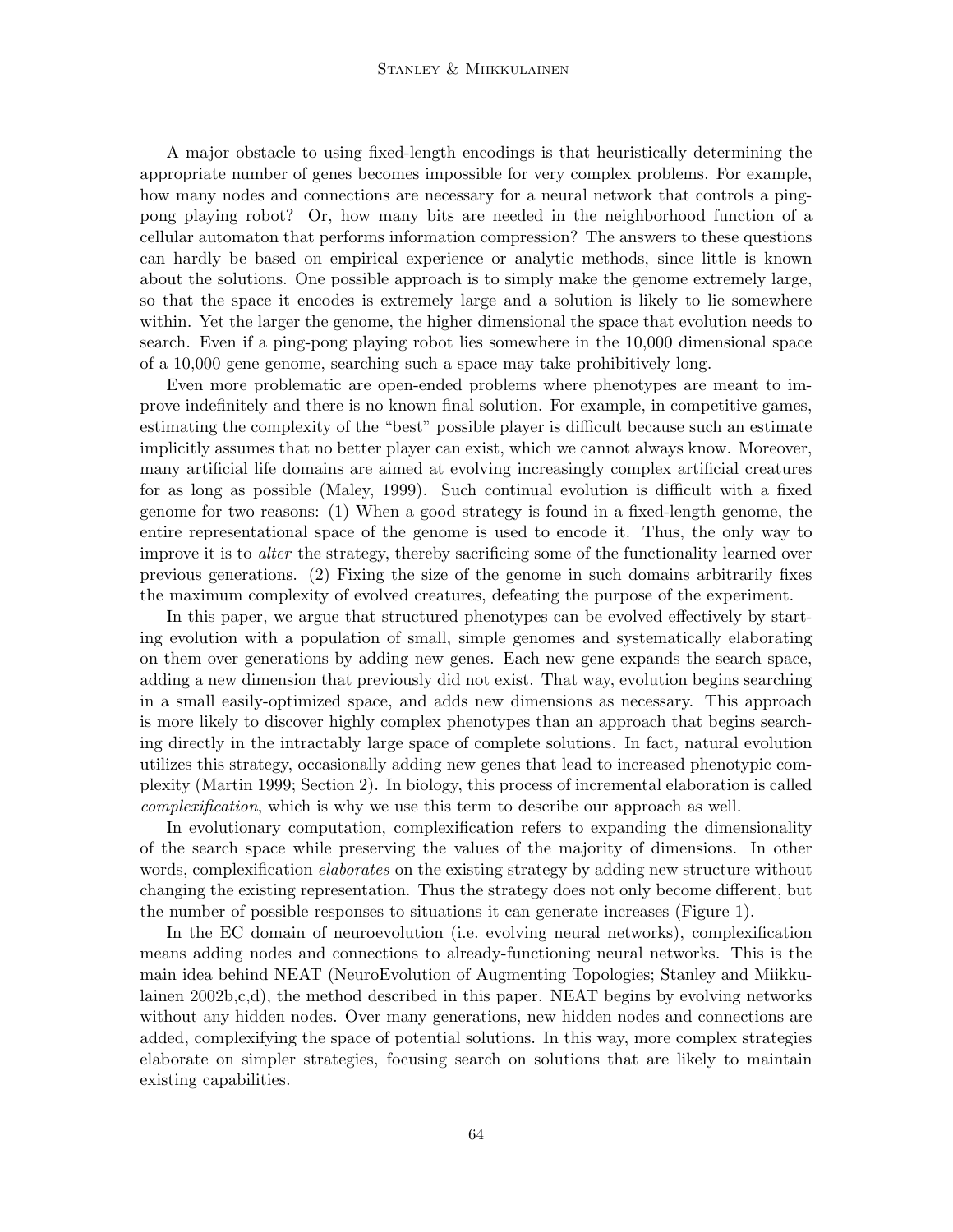A major obstacle to using fixed-length encodings is that heuristically determining the appropriate number of genes becomes impossible for very complex problems. For example, how many nodes and connections are necessary for a neural network that controls a ping-pong playing robot? Or, how many bits are needed in the neighborhood function of a cellular automaton that performs information compression? The answers to these questions can hardly be based on empirical experience or analytic methods, since little is known about the solutions. One possible approach is to simply make the genome extremely large, so that the space it encodes is extremely large and a solution is likely to lie somewhere within. Yet the larger the genome, the higher dimensional the space that evolution needs to search. Even if a ping-pong playing robot lies somewhere in the 10,000 dimensional space of a 10,000 gene genome, searching such a space may take prohibitively long.

Even more problematic are open-ended problems where phenotypes are meant to improve indefinitely and there is no known final solution. For example, in competitive games, estimating the complexity of the "best" possible player is difficult because such an estimate implicitly assumes that no better player can exist, which we cannot always know. Moreover, many artificial life domains are aimed at evolving increasingly complex artificial creatures for as long as possible (Maley, 1999). Such continual evolution is difficult with a fixed genome for two reasons: (1) When a good strategy is found in a fixed-length genome, the entire representational space of the genome is used to encode it. Thus, the only way to improve it is to *alter* the strategy, thereby sacrificing some of the functionality learned over previous generations. (2) Fixing the size of the genome in such domains arbitrarily fixes the maximum complexity of evolved creatures, defeating the purpose of the experiment.

In this paper, we argue that structured phenotypes can be evolved effectively by starting evolution with a population of small, simple genomes and systematically elaborating on them over generations by adding new genes. Each new gene expands the search space, adding a new dimension that previously did not exist. That way, evolution begins searching in a small easily-optimized space, and adds new dimensions as necessary. This approach is more likely to discover highly complex phenotypes than an approach that begins searching directly in the intractably large space of complete solutions. In fact, natural evolution utilizes this strategy, occasionally adding new genes that lead to increased phenotypic complexity (Martin 1999; Section 2). In biology, this process of incremental elaboration is called *complexification*, which is why we use this term to describe our approach as well.

In evolutionary computation, complexification refers to expanding the dimensionality of the search space while preserving the values of the majority of dimensions. In other words, complexification *elaborates* on the existing strategy by adding new structure without changing the existing representation. Thus the strategy does not only become different, but the number of possible responses to situations it can generate increases (Figure 1).

In the EC domain of neuroevolution (i.e. evolving neural networks), complexification means adding nodes and connections to already-functioning neural networks. This is the main idea behind NEAT (NeuroEvolution of Augmenting Topologies; Stanley and Miikkulainen 2002b,c,d), the method described in this paper. NEAT begins by evolving networks without any hidden nodes. Over many generations, new hidden nodes and connections are added, complexifying the space of potential solutions. In this way, more complex strategies elaborate on simpler strategies, focusing search on solutions that are likely to maintain existing capabilities.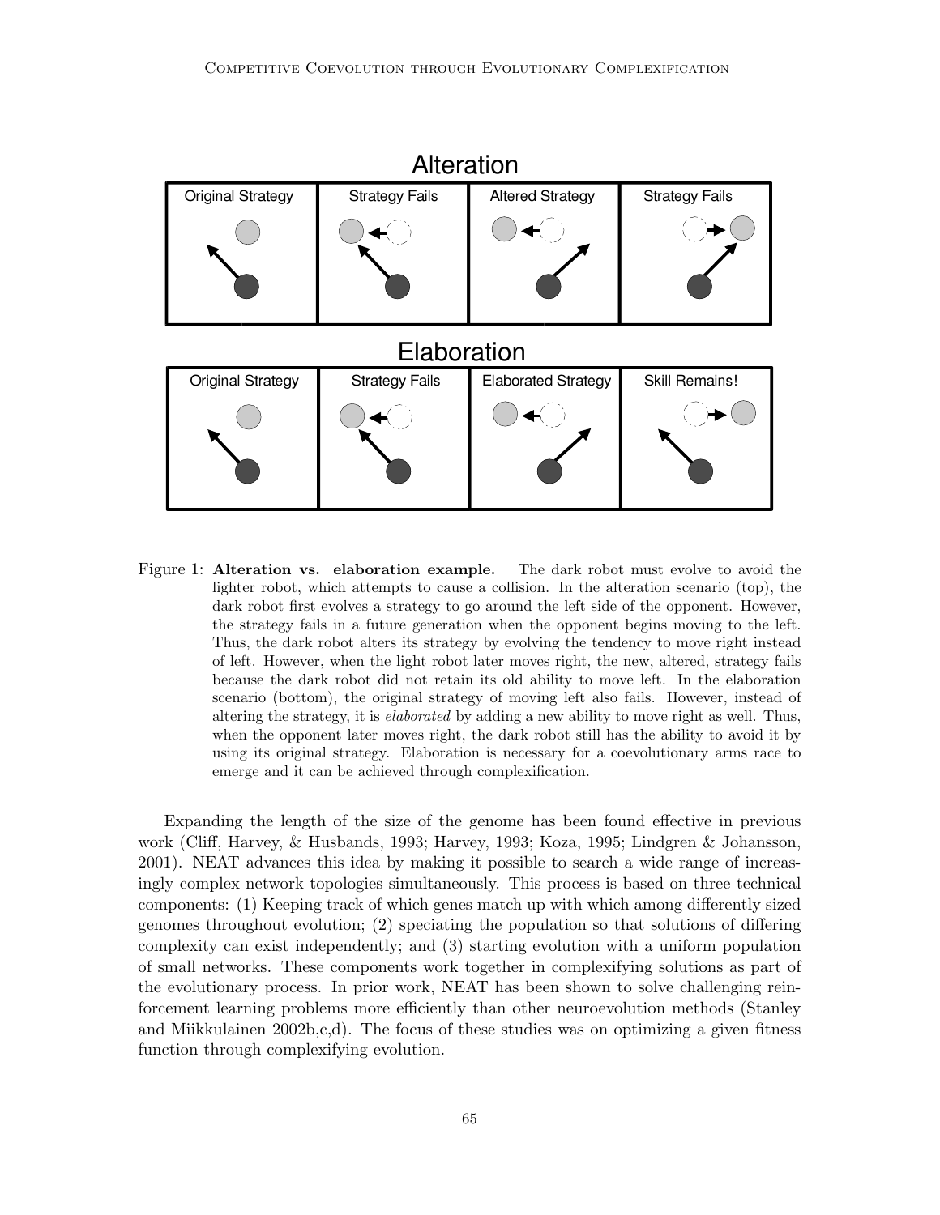Figure 1: **Alteration vs. elaboration example.** The dark robot must evolve to avoid the lighter robot, which attempts to cause a collision. In the alteration scenario (top), the dark robot first evolves a strategy to go around the left side of the opponent. However, the strategy fails in a future generation when the opponent begins moving to the left. Thus, the dark robot alters its strategy by evolving the tendency to move right instead of left. However, when the light robot later moves right, the new, altered, strategy fails because the dark robot did not retain its old ability to move left. In the elaboration scenario (bottom), the original strategy of moving left also fails. However, instead of altering the strategy, it is *elaborated* by adding a new ability to move right as well. Thus, when the opponent later moves right, the dark robot still has the ability to avoid it by using its original strategy. Elaboration is necessary for a coevolutionary arms race to emerge and it can be achieved through complexification.

Expanding the length of the size of the genome has been found effective in previous work (Cliff, Harvey, & Husbands, 1993; Harvey, 1993; Koza, 1995; Lindgren & Johansson, 2001). NEAT advances this idea by making it possible to search a wide range of increasingly complex network topologies simultaneously. This process is based on three technical components: (1) Keeping track of which genes match up with which among differently sized genomes throughout evolution; (2) speciating the population so that solutions of differing complexity can exist independently; and (3) starting evolution with a uniform population of small networks. These components work together in complexifying solutions as part of the evolutionary process. In prior work, NEAT has been shown to solve challenging reinforcement learning problems more efficiently than other neuroevolution methods (Stanley and Miikkulainen 2002b,c,d). The focus of these studies was on optimizing a given fitness function through complexifying evolution.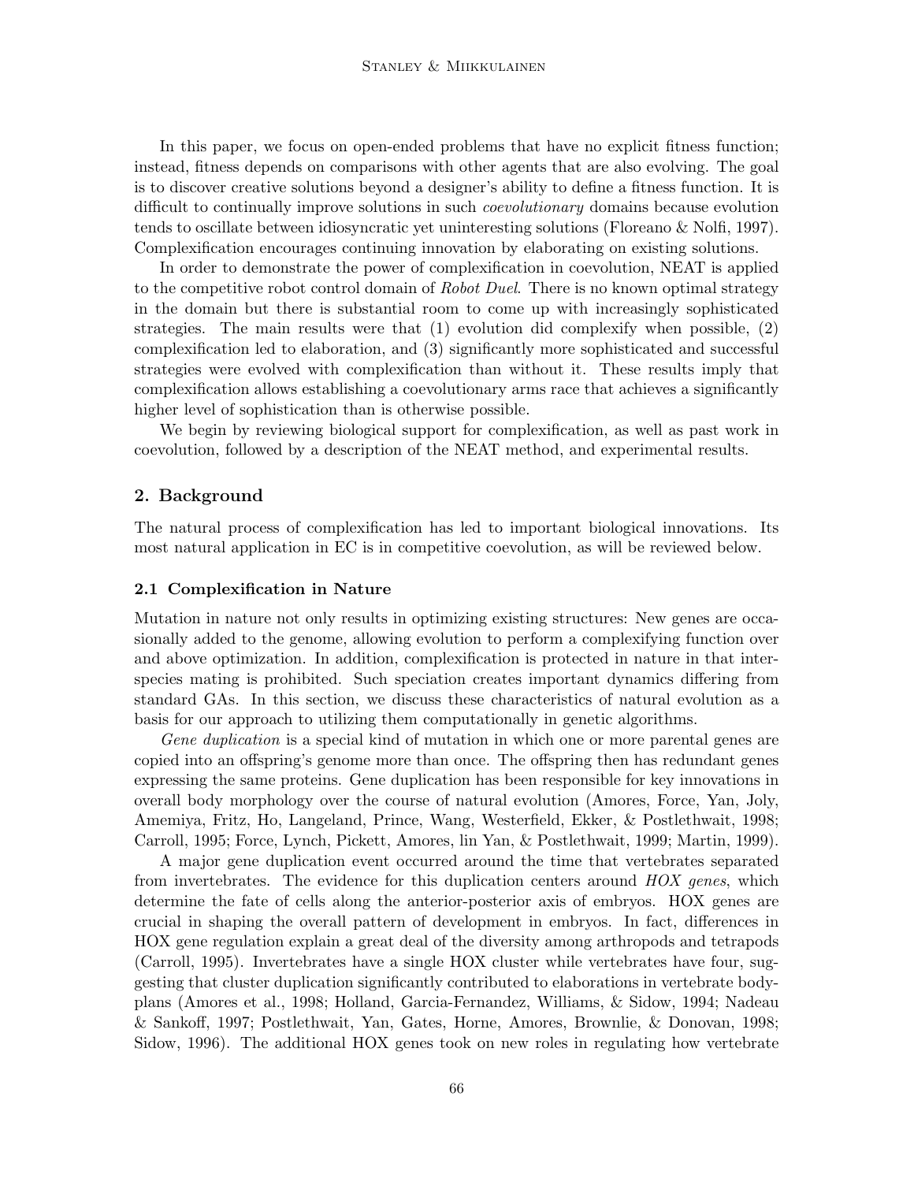In this paper, we focus on open-ended problems that have no explicit fitness function; instead, fitness depends on comparisons with other agents that are also evolving. The goal is to discover creative solutions beyond a designer's ability to define a fitness function. It is difficult to continually improve solutions in such *coevolutionary* domains because evolution tends to oscillate between idiosyncratic yet uninteresting solutions (Floreano & Nolfi, 1997). Complexification encourages continuing innovation by elaborating on existing solutions.

In order to demonstrate the power of complexification in coevolution, NEAT is applied to the competitive robot control domain of *Robot Duel*. There is no known optimal strategy in the domain but there is substantial room to come up with increasingly sophisticated strategies. The main results were that (1) evolution did complexify when possible, (2) complexification led to elaboration, and (3) significantly more sophisticated and successful strategies were evolved with complexification than without it. These results imply that complexification allows establishing a coevolutionary arms race that achieves a significantly higher level of sophistication than is otherwise possible.

We begin by reviewing biological support for complexification, as well as past work in coevolution, followed by a description of the NEAT method, and experimental results.

## 2. Background

The natural process of complexification has led to important biological innovations. Its most natural application in EC is in competitive coevolution, as will be reviewed below.

### 2.1 Complexification in Nature

Mutation in nature not only results in optimizing existing structures: New genes are occasionally added to the genome, allowing evolution to perform a complexifying function over and above optimization. In addition, complexification is protected in nature in that interspecies mating is prohibited. Such speciation creates important dynamics differing from standard GAs. In this section, we discuss these characteristics of natural evolution as a basis for our approach to utilizing them computationally in genetic algorithms.

*Gene duplication* is a special kind of mutation in which one or more parental genes are copied into an offspring's genome more than once. The offspring then has redundant genes expressing the same proteins. Gene duplication has been responsible for key innovations in overall body morphology over the course of natural evolution (Amores, Force, Yan, Joly, Amemiya, Fritz, Ho, Langeland, Prince, Wang, Westerfield, Ekker, & Postlethwait, 1998; Carroll, 1995; Force, Lynch, Pickett, Amores, lin Yan, & Postlethwait, 1999; Martin, 1999).

A major gene duplication event occurred around the time that vertebrates separated from invertebrates. The evidence for this duplication centers around *HOX genes*, which determine the fate of cells along the anterior-posterior axis of embryos. HOX genes are crucial in shaping the overall pattern of development in embryos. In fact, differences in HOX gene regulation explain a great deal of the diversity among arthropods and tetrapods (Carroll, 1995). Invertebrates have a single HOX cluster while vertebrates have four, suggesting that cluster duplication significantly contributed to elaborations in vertebrate body-plans (Amores et al., 1998; Holland, Garcia-Fernandez, Williams, & Sidow, 1994; Nadeau & Sankoff, 1997; Postlethwait, Yan, Gates, Horne, Amores, Brownlie, & Donovan, 1998; Sidow, 1996). The additional HOX genes took on new roles in regulating how vertebrate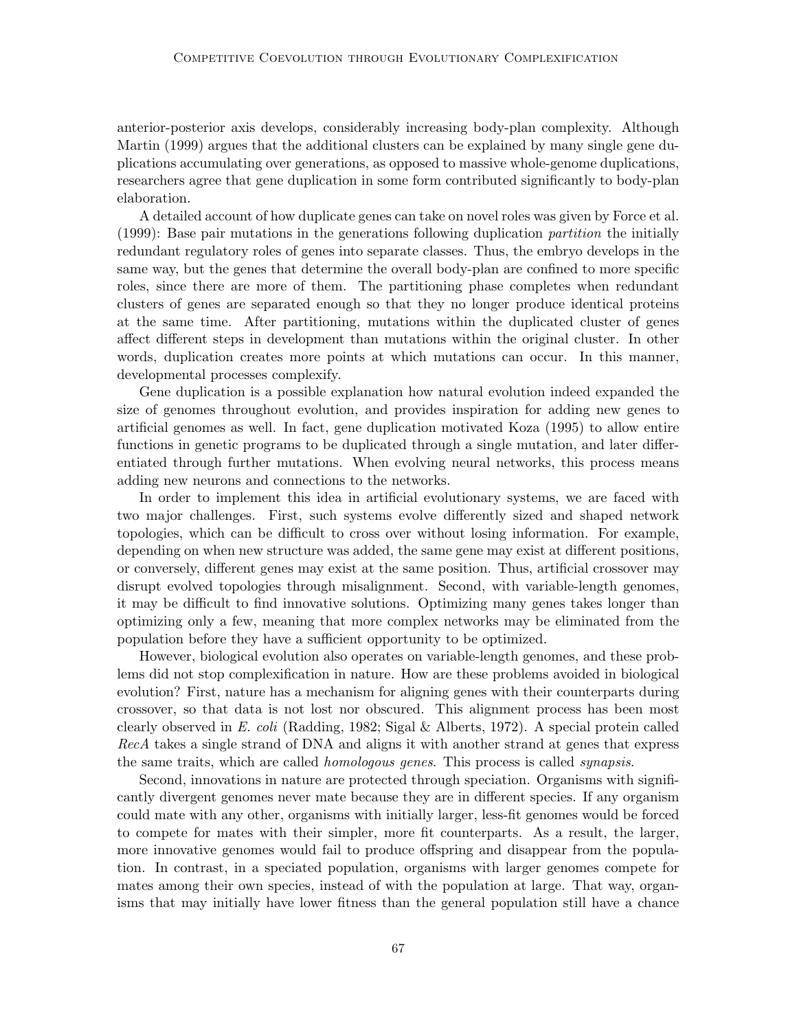anterior-posterior axis develops, considerably increasing body-plan complexity. Although Martin (1999) argues that the additional clusters can be explained by many single gene duplications accumulating over generations, as opposed to massive whole-genome duplications, researchers agree that gene duplication in some form contributed significantly to body-plan elaboration.

A detailed account of how duplicate genes can take on novel roles was given by Force et al. (1999): Base pair mutations in the generations following duplication *partition* the initially redundant regulatory roles of genes into separate classes. Thus, the embryo develops in the same way, but the genes that determine the overall body-plan are confined to more specific roles, since there are more of them. The partitioning phase completes when redundant clusters of genes are separated enough so that they no longer produce identical proteins at the same time. After partitioning, mutations within the duplicated cluster of genes affect different steps in development than mutations within the original cluster. In other words, duplication creates more points at which mutations can occur. In this manner, developmental processes complexify.

Gene duplication is a possible explanation how natural evolution indeed expanded the size of genomes throughout evolution, and provides inspiration for adding new genes to artificial genomes as well. In fact, gene duplication motivated Koza (1995) to allow entire functions in genetic programs to be duplicated through a single mutation, and later differentiated through further mutations. When evolving neural networks, this process means adding new neurons and connections to the networks.

In order to implement this idea in artificial evolutionary systems, we are faced with two major challenges. First, such systems evolve differently sized and shaped network topologies, which can be difficult to cross over without losing information. For example, depending on when new structure was added, the same gene may exist at different positions, or conversely, different genes may exist at the same position. Thus, artificial crossover may disrupt evolved topologies through misalignment. Second, with variable-length genomes, it may be difficult to find innovative solutions. Optimizing many genes takes longer than optimizing only a few, meaning that more complex networks may be eliminated from the population before they have a sufficient opportunity to be optimized.

However, biological evolution also operates on variable-length genomes, and these problems did not stop complexification in nature. How are these problems avoided in biological evolution? First, nature has a mechanism for aligning genes with their counterparts during crossover, so that data is not lost nor obscured. This alignment process has been most clearly observed in *E. coli* (Radding, 1982; Sigal & Alberts, 1972). A special protein called *RecA* takes a single strand of DNA and aligns it with another strand at genes that express the same traits, which are called *homologous genes*. This process is called *synapsis*.

Second, innovations in nature are protected through speciation. Organisms with significantly divergent genomes never mate because they are in different species. If any organism could mate with any other, organisms with initially larger, less-fit genomes would be forced to compete for mates with their simpler, more fit counterparts. As a result, the larger, more innovative genomes would fail to produce offspring and disappear from the population. In contrast, in a speciated population, organisms with larger genomes compete for mates among their own species, instead of with the population at large. That way, organisms that may initially have lower fitness than the general population still have a chance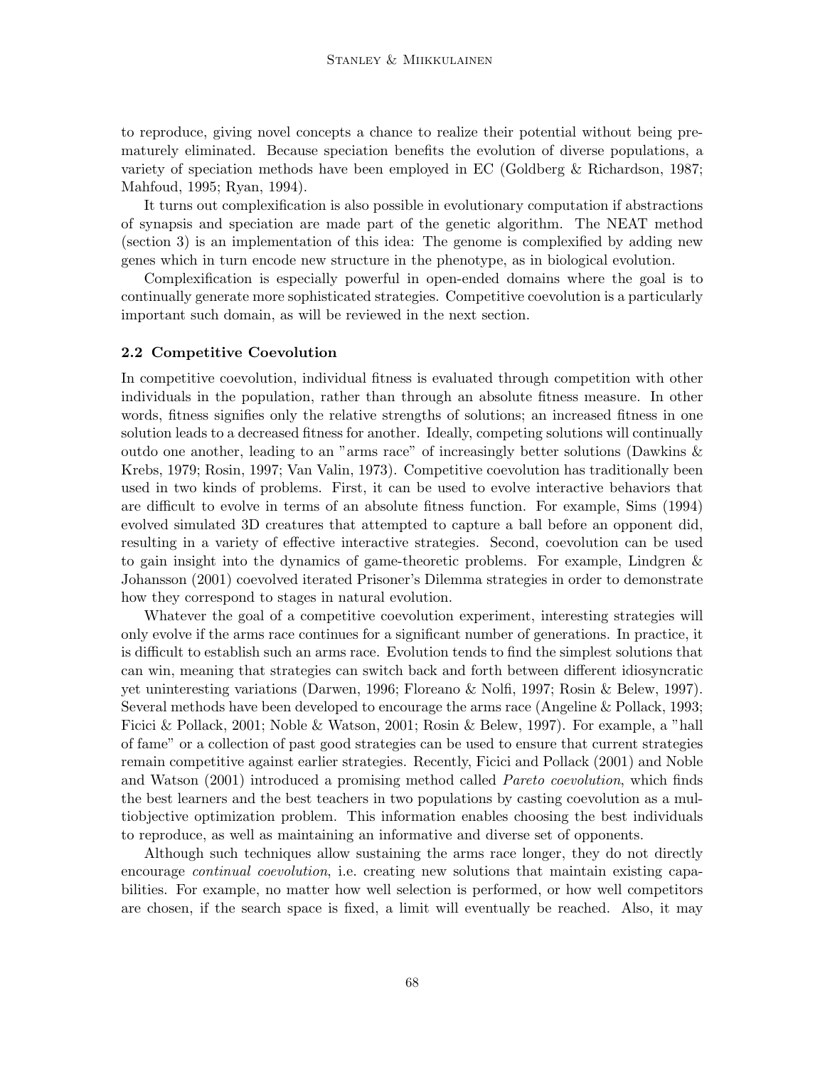to reproduce, giving novel concepts a chance to realize their potential without being prematurely eliminated. Because speciation benefits the evolution of diverse populations, a variety of speciation methods have been employed in EC (Goldberg & Richardson, 1987; Mahfoud, 1995; Ryan, 1994).

It turns out complexification is also possible in evolutionary computation if abstractions of synapsis and speciation are made part of the genetic algorithm. The NEAT method (section 3) is an implementation of this idea: The genome is complexified by adding new genes which in turn encode new structure in the phenotype, as in biological evolution.

Complexification is especially powerful in open-ended domains where the goal is to continually generate more sophisticated strategies. Competitive coevolution is a particularly important such domain, as will be reviewed in the next section.

### 2.2 Competitive Coevolution

In competitive coevolution, individual fitness is evaluated through competition with other individuals in the population, rather than through an absolute fitness measure. In other words, fitness signifies only the relative strengths of solutions; an increased fitness in one solution leads to a decreased fitness for another. Ideally, competing solutions will continually outdo one another, leading to an "arms race" of increasingly better solutions (Dawkins & Krebs, 1979; Rosin, 1997; Van Valin, 1973). Competitive coevolution has traditionally been used in two kinds of problems. First, it can be used to evolve interactive behaviors that are difficult to evolve in terms of an absolute fitness function. For example, Sims (1994) evolved simulated 3D creatures that attempted to capture a ball before an opponent did, resulting in a variety of effective interactive strategies. Second, coevolution can be used to gain insight into the dynamics of game-theoretic problems. For example, Lindgren & Johansson (2001) coevolved iterated Prisoner's Dilemma strategies in order to demonstrate how they correspond to stages in natural evolution.

Whatever the goal of a competitive coevolution experiment, interesting strategies will only evolve if the arms race continues for a significant number of generations. In practice, it is difficult to establish such an arms race. Evolution tends to find the simplest solutions that can win, meaning that strategies can switch back and forth between different idiosyncratic yet uninteresting variations (Darwen, 1996; Floreano & Nolfi, 1997; Rosin & Belew, 1997). Several methods have been developed to encourage the arms race (Angeline & Pollack, 1993; Ficici & Pollack, 2001; Noble & Watson, 2001; Rosin & Belew, 1997). For example, a "hall of fame" or a collection of past good strategies can be used to ensure that current strategies remain competitive against earlier strategies. Recently, Ficici and Pollack (2001) and Noble and Watson (2001) introduced a promising method called *Pareto coevolution*, which finds the best learners and the best teachers in two populations by casting coevolution as a multiobjective optimization problem. This information enables choosing the best individuals to reproduce, as well as maintaining an informative and diverse set of opponents.

Although such techniques allow sustaining the arms race longer, they do not directly encourage *continual coevolution*, i.e. creating new solutions that maintain existing capabilities. For example, no matter how well selection is performed, or how well competitors are chosen, if the search space is fixed, a limit will eventually be reached. Also, it may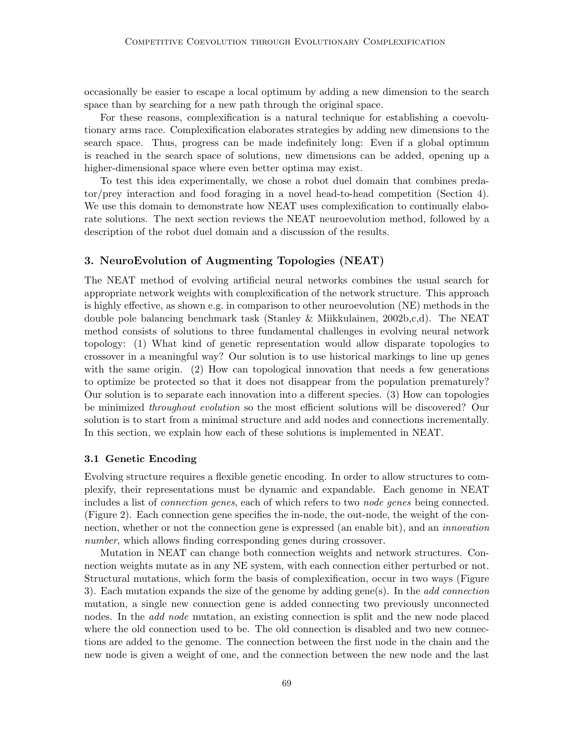occasionally be easier to escape a local optimum by adding a new dimension to the search space than by searching for a new path through the original space.

For these reasons, complexification is a natural technique for establishing a coevolutionary arms race. Complexification elaborates strategies by adding new dimensions to the search space. Thus, progress can be made indefinitely long: Even if a global optimum is reached in the search space of solutions, new dimensions can be added, opening up a higher-dimensional space where even better optima may exist.

To test this idea experimentally, we chose a robot duel domain that combines predator/prey interaction and food foraging in a novel head-to-head competition (Section 4). We use this domain to demonstrate how NEAT uses complexification to continually elaborate solutions. The next section reviews the NEAT neuroevolution method, followed by a description of the robot duel domain and a discussion of the results.

## 3. NeuroEvolution of Augmenting Topologies (NEAT)

The NEAT method of evolving artificial neural networks combines the usual search for appropriate network weights with complexification of the network structure. This approach is highly effective, as shown e.g. in comparison to other neuroevolution (NE) methods in the double pole balancing benchmark task (Stanley & Miikkulainen, 2002b,c,d). The NEAT method consists of solutions to three fundamental challenges in evolving neural network topology: (1) What kind of genetic representation would allow disparate topologies to crossover in a meaningful way? Our solution is to use historical markings to line up genes with the same origin. (2) How can topological innovation that needs a few generations to optimize be protected so that it does not disappear from the population prematurely? Our solution is to separate each innovation into a different species. (3) How can topologies be minimized *throughout evolution* so the most efficient solutions will be discovered? Our solution is to start from a minimal structure and add nodes and connections incrementally. In this section, we explain how each of these solutions is implemented in NEAT.

### 3.1 Genetic Encoding

Evolving structure requires a flexible genetic encoding. In order to allow structures to complexify, their representations must be dynamic and expandable. Each genome in NEAT includes a list of *connection genes*, each of which refers to two *node genes* being connected. (Figure 2). Each connection gene specifies the in-node, the out-node, the weight of the connection, whether or not the connection gene is expressed (an enable bit), and an *innovation number*, which allows finding corresponding genes during crossover.

Mutation in NEAT can change both connection weights and network structures. Connection weights mutate as in any NE system, with each connection either perturbed or not. Structural mutations, which form the basis of complexification, occur in two ways (Figure 3). Each mutation expands the size of the genome by adding gene(s). In the *add connection* mutation, a single new connection gene is added connecting two previously unconnected nodes. In the *add node* mutation, an existing connection is split and the new node placed where the old connection used to be. The old connection is disabled and two new connections are added to the genome. The connection between the first node in the chain and the new node is given a weight of one, and the connection between the new node and the last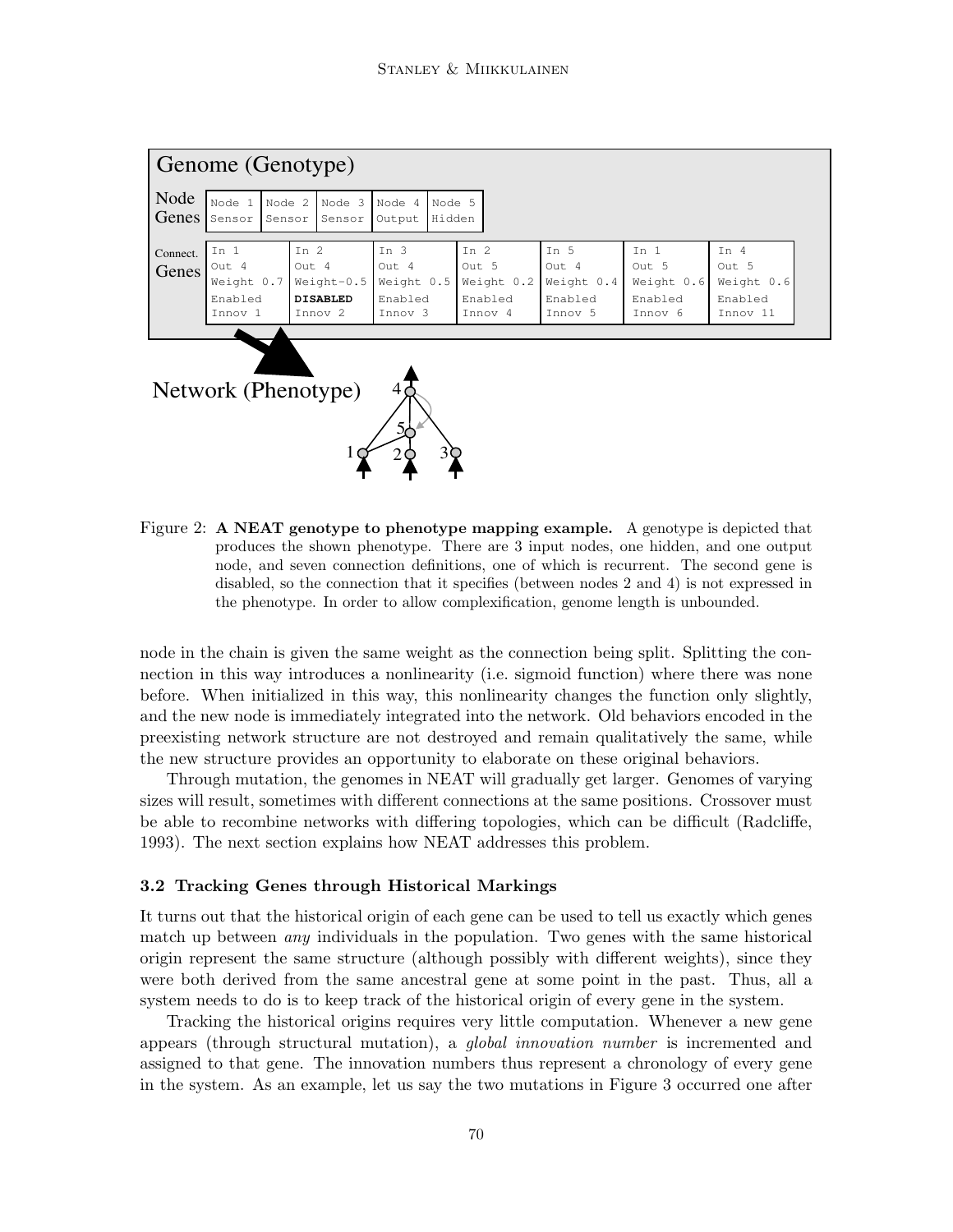Figure 2: **A NEAT genotype to phenotype mapping example.** A genotype is depicted that produces the shown phenotype. There are 3 input nodes, one hidden, and one output node, and seven connection definitions, one of which is recurrent. The second gene is disabled, so the connection that it specifies (between nodes 2 and 4) is not expressed in the phenotype. In order to allow complexification, genome length is unbounded.

node in the chain is given the same weight as the connection being split. Splitting the connection in this way introduces a nonlinearity (i.e. sigmoid function) where there was none before. When initialized in this way, this nonlinearity changes the function only slightly, and the new node is immediately integrated into the network. Old behaviors encoded in the preexisting network structure are not destroyed and remain qualitatively the same, while the new structure provides an opportunity to elaborate on these original behaviors.

Through mutation, the genomes in NEAT will gradually get larger. Genomes of varying sizes will result, sometimes with different connections at the same positions. Crossover must be able to recombine networks with differing topologies, which can be difficult (Radcliffe, 1993). The next section explains how NEAT addresses this problem.

### 3.2 Tracking Genes through Historical Markings

It turns out that the historical origin of each gene can be used to tell us exactly which genes match up between *any* individuals in the population. Two genes with the same historical origin represent the same structure (although possibly with different weights), since they were both derived from the same ancestral gene at some point in the past. Thus, all a system needs to do is to keep track of the historical origin of every gene in the system.

Tracking the historical origins requires very little computation. Whenever a new gene appears (through structural mutation), a *global innovation number* is incremented and assigned to that gene. The innovation numbers thus represent a chronology of every gene in the system. As an example, let us say the two mutations in Figure 3 occurred one after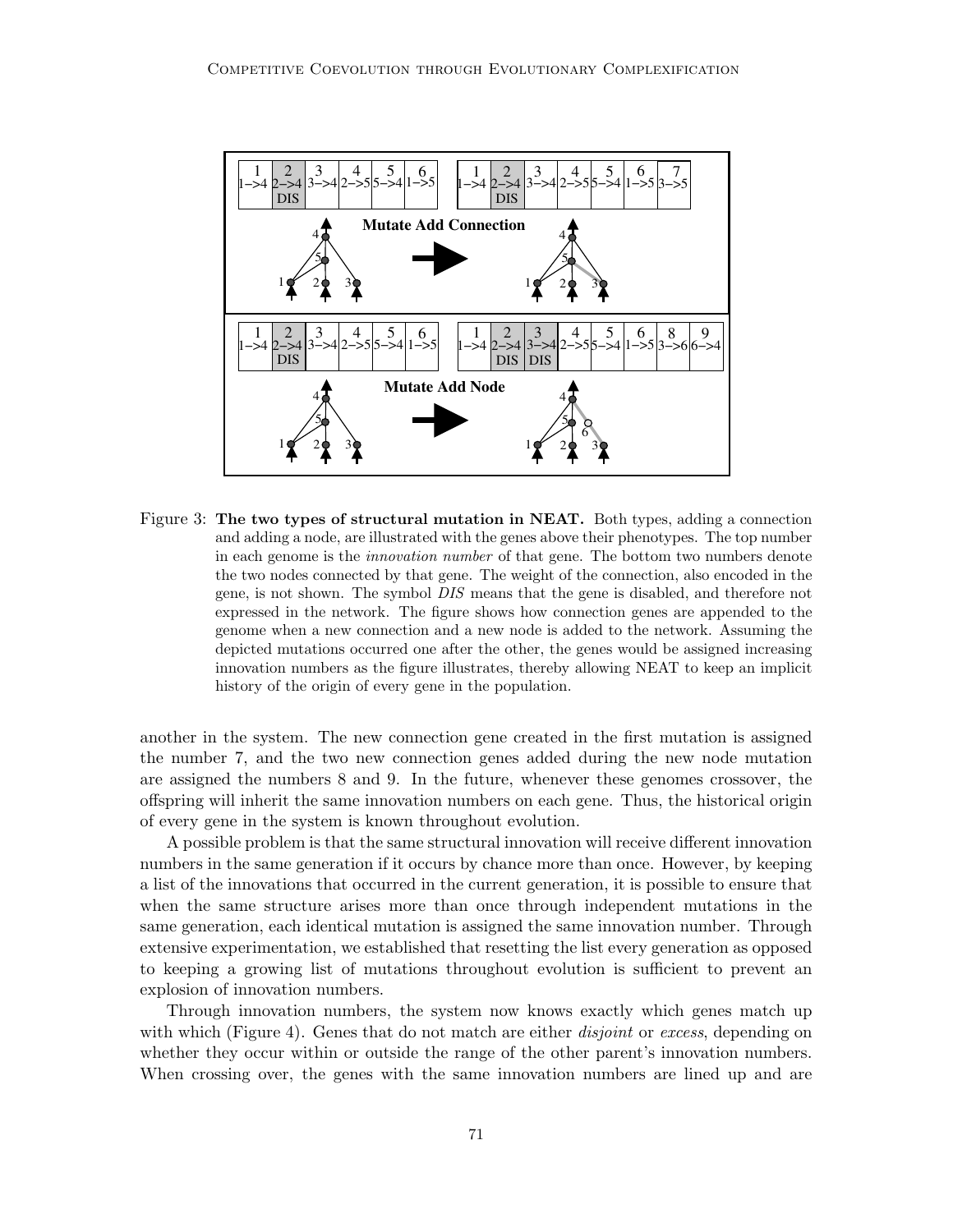Figure 3: **The two types of structural mutation in NEAT.** Both types, adding a connection and adding a node, are illustrated with the genes above their phenotypes. The top number in each genome is the *innovation number* of that gene. The bottom two numbers denote the two nodes connected by that gene. The weight of the connection, also encoded in the gene, is not shown. The symbol *DIS* means that the gene is disabled, and therefore not expressed in the network. The figure shows how connection genes are appended to the genome when a new connection and a new node is added to the network. Assuming the depicted mutations occurred one after the other, the genes would be assigned increasing innovation numbers as the figure illustrates, thereby allowing NEAT to keep an implicit history of the origin of every gene in the population.

another in the system. The new connection gene created in the first mutation is assigned the number 7, and the two new connection genes added during the new node mutation are assigned the numbers 8 and 9. In the future, whenever these genomes crossover, the offspring will inherit the same innovation numbers on each gene. Thus, the historical origin of every gene in the system is known throughout evolution.

A possible problem is that the same structural innovation will receive different innovation numbers in the same generation if it occurs by chance more than once. However, by keeping a list of the innovations that occurred in the current generation, it is possible to ensure that when the same structure arises more than once through independent mutations in the same generation, each identical mutation is assigned the same innovation number. Through extensive experimentation, we established that resetting the list every generation as opposed to keeping a growing list of mutations throughout evolution is sufficient to prevent an explosion of innovation numbers.

Through innovation numbers, the system now knows exactly which genes match up with which (Figure 4). Genes that do not match are either *disjoint* or *excess*, depending on whether they occur within or outside the range of the other parent's innovation numbers. When crossing over, the genes with the same innovation numbers are lined up and are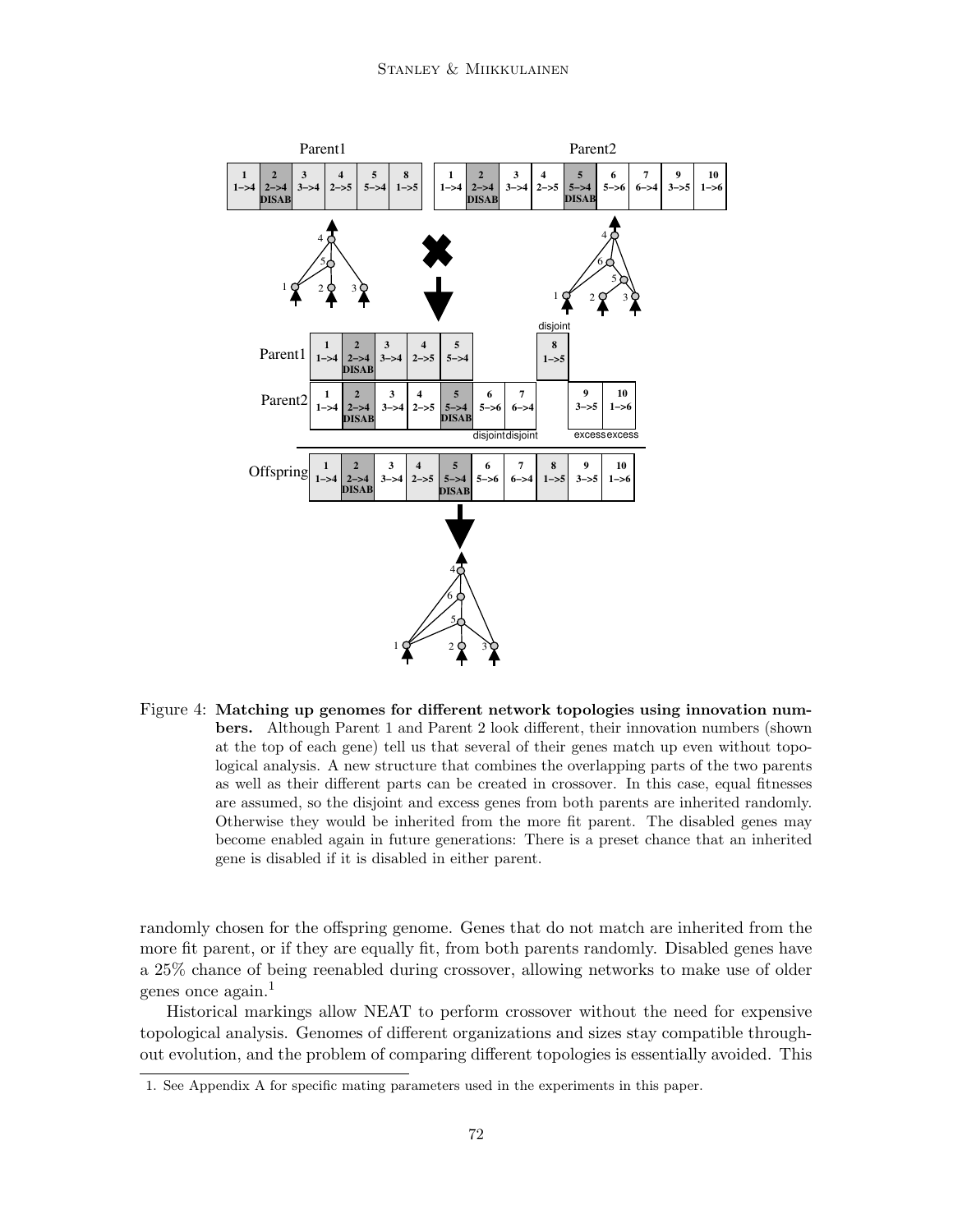Figure 4: **Matching up genomes for different network topologies using innovation numbers.** Although Parent 1 and Parent 2 look different, their innovation numbers (shown at the top of each gene) tell us that several of their genes match up even without topological analysis. A new structure that combines the overlapping parts of the two parents as well as their different parts can be created in crossover. In this case, equal fitnesses are assumed, so the disjoint and excess genes from both parents are inherited randomly. Otherwise they would be inherited from the more fit parent. The disabled genes may become enabled again in future generations: There is a preset chance that an inherited gene is disabled if it is disabled in either parent.

randomly chosen for the offspring genome. Genes that do not match are inherited from the more fit parent, or if they are equally fit, from both parents randomly. Disabled genes have a 25% chance of being reenabled during crossover, allowing networks to make use of older genes once again.[1]

Historical markings allow NEAT to perform crossover without the need for expensive topological analysis. Genomes of different organizations and sizes stay compatible throughout evolution, and the problem of comparing different topologies is essentially avoided. This

1. See Appendix A for specific mating parameters used in the experiments in this paper.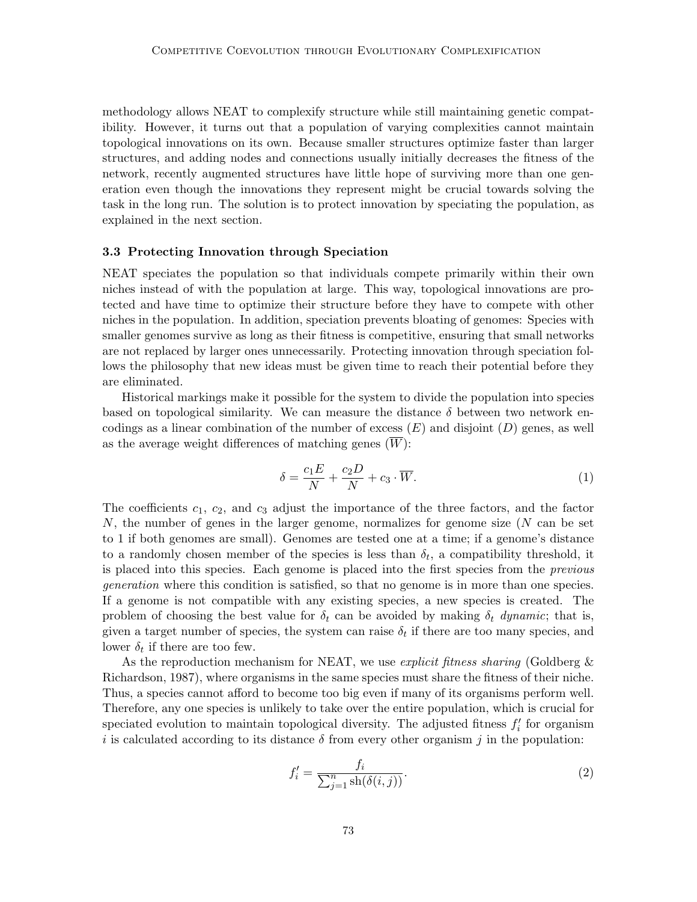methodology allows NEAT to complexify structure while still maintaining genetic compatibility. However, it turns out that a population of varying complexities cannot maintain topological innovations on its own. Because smaller structures optimize faster than larger structures, and adding nodes and connections usually initially decreases the fitness of the network, recently augmented structures have little hope of surviving more than one generation even though the innovations they represent might be crucial towards solving the task in the long run. The solution is to protect innovation by speciating the population, as explained in the next section.

### 3.3 Protecting Innovation through Speciation

NEAT speciates the population so that individuals compete primarily within their own niches instead of with the population at large. This way, topological innovations are protected and have time to optimize their structure before they have to compete with other niches in the population. In addition, speciation prevents bloating of genomes: Species with smaller genomes survive as long as their fitness is competitive, ensuring that small networks are not replaced by larger ones unnecessarily. Protecting innovation through speciation follows the philosophy that new ideas must be given time to reach their potential before they are eliminated.

Historical markings make it possible for the system to divide the population into species based on topological similarity. We can measure the distance $\delta$ between two network encodings as a linear combination of the number of excess ($E$) and disjoint ($D$) genes, as well as the average weight differences of matching genes ($\overline{W}$):

$$\delta = \frac{c_1 E}{N} + \frac{c_2 D}{N} + c_3 \cdot \overline{W}. \tag{1}$$

The coefficients $c_1$, $c_2$, and $c_3$ adjust the importance of the three factors, and the factor $N$, the number of genes in the larger genome, normalizes for genome size ($N$ can be set to 1 if both genomes are small). Genomes are tested one at a time; if a genome's distance to a randomly chosen member of the species is less than $\delta_t$, a compatibility threshold, it is placed into this species. Each genome is placed into the first species from the *previous generation* where this condition is satisfied, so that no genome is in more than one species. If a genome is not compatible with any existing species, a new species is created. The problem of choosing the best value for $\delta_t$ can be avoided by making $\delta_t$ *dynamic*; that is, given a target number of species, the system can raise $\delta_t$ if there are too many species, and lower $\delta_t$ if there are too few.

As the reproduction mechanism for NEAT, we use *explicit fitness sharing* (Goldberg & Richardson, 1987), where organisms in the same species must share the fitness of their niche. Thus, a species cannot afford to become too big even if many of its organisms perform well. Therefore, any one species is unlikely to take over the entire population, which is crucial for speciated evolution to maintain topological diversity. The adjusted fitness $f'_i$ for organism $i$ is calculated according to its distance $\delta$ from every other organism $j$ in the population:

$$f'_i = \frac{f_i}{\sum_{j=1}^{n} \mathrm{sh}(\delta(i,j))}. \tag{2}$$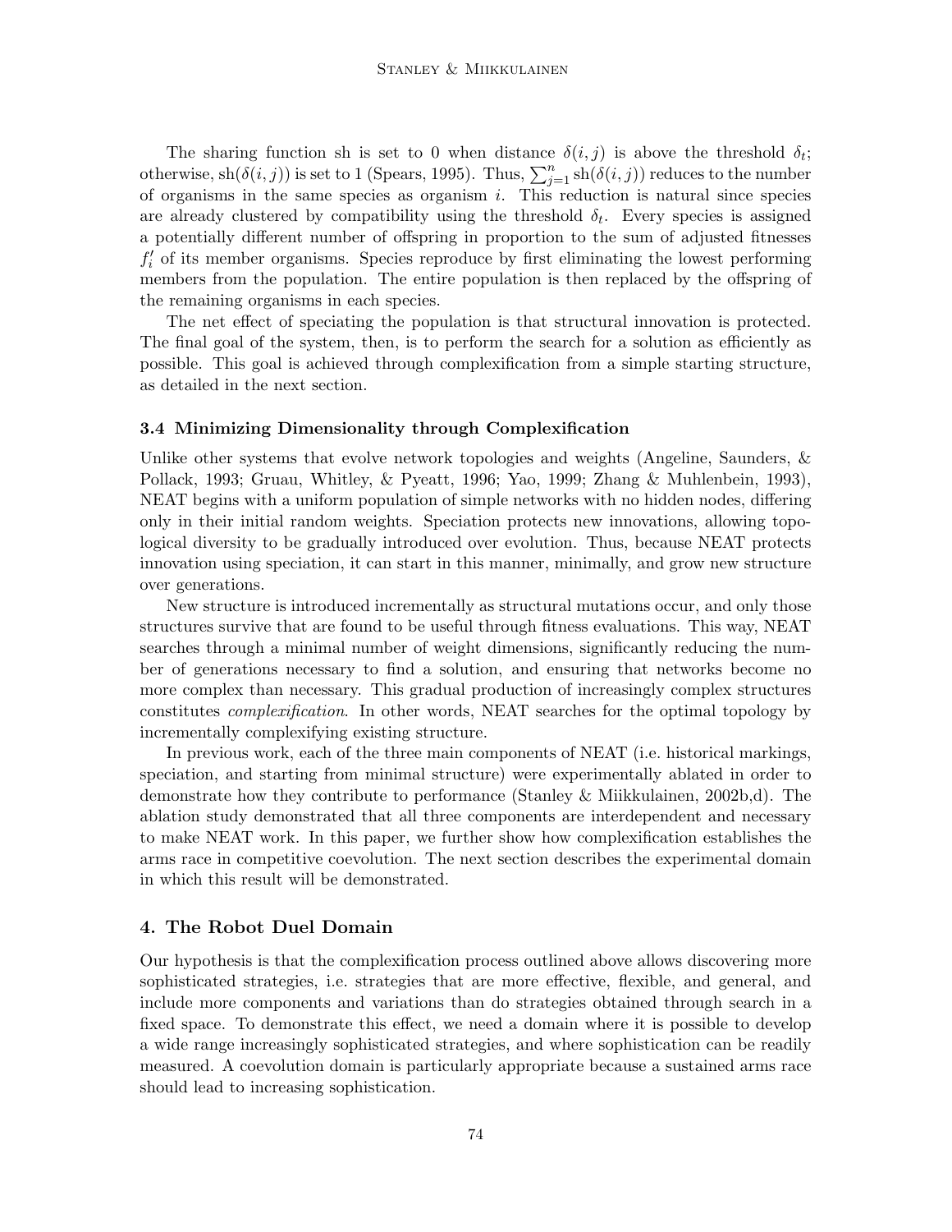The sharing function sh is set to 0 when distance $\delta(i, j)$ is above the threshold $\delta_t$; otherwise, $\text{sh}(\delta(i, j))$ is set to 1 (Spears, 1995). Thus, $\sum_{j=1}^{n} \text{sh}(\delta(i, j))$ reduces to the number of organisms in the same species as organism $i$. This reduction is natural since species are already clustered by compatibility using the threshold $\delta_t$. Every species is assigned a potentially different number of offspring in proportion to the sum of adjusted fitnesses $f'_i$ of its member organisms. Species reproduce by first eliminating the lowest performing members from the population. The entire population is then replaced by the offspring of the remaining organisms in each species.

The net effect of speciating the population is that structural innovation is protected. The final goal of the system, then, is to perform the search for a solution as efficiently as possible. This goal is achieved through complexification from a simple starting structure, as detailed in the next section.

### 3.4 Minimizing Dimensionality through Complexification

Unlike other systems that evolve network topologies and weights (Angeline, Saunders, & Pollack, 1993; Gruau, Whitley, & Pyeatt, 1996; Yao, 1999; Zhang & Muhlenbein, 1993), NEAT begins with a uniform population of simple networks with no hidden nodes, differing only in their initial random weights. Speciation protects new innovations, allowing topological diversity to be gradually introduced over evolution. Thus, because NEAT protects innovation using speciation, it can start in this manner, minimally, and grow new structure over generations.

New structure is introduced incrementally as structural mutations occur, and only those structures survive that are found to be useful through fitness evaluations. This way, NEAT searches through a minimal number of weight dimensions, significantly reducing the number of generations necessary to find a solution, and ensuring that networks become no more complex than necessary. This gradual production of increasingly complex structures constitutes *complexification*. In other words, NEAT searches for the optimal topology by incrementally complexifying existing structure.

In previous work, each of the three main components of NEAT (i.e. historical markings, speciation, and starting from minimal structure) were experimentally ablated in order to demonstrate how they contribute to performance (Stanley & Miikkulainen, 2002b,d). The ablation study demonstrated that all three components are interdependent and necessary to make NEAT work. In this paper, we further show how complexification establishes the arms race in competitive coevolution. The next section describes the experimental domain in which this result will be demonstrated.

## 4. The Robot Duel Domain

Our hypothesis is that the complexification process outlined above allows discovering more sophisticated strategies, i.e. strategies that are more effective, flexible, and general, and include more components and variations than do strategies obtained through search in a fixed space. To demonstrate this effect, we need a domain where it is possible to develop a wide range increasingly sophisticated strategies, and where sophistication can be readily measured. A coevolution domain is particularly appropriate because a sustained arms race should lead to increasing sophistication.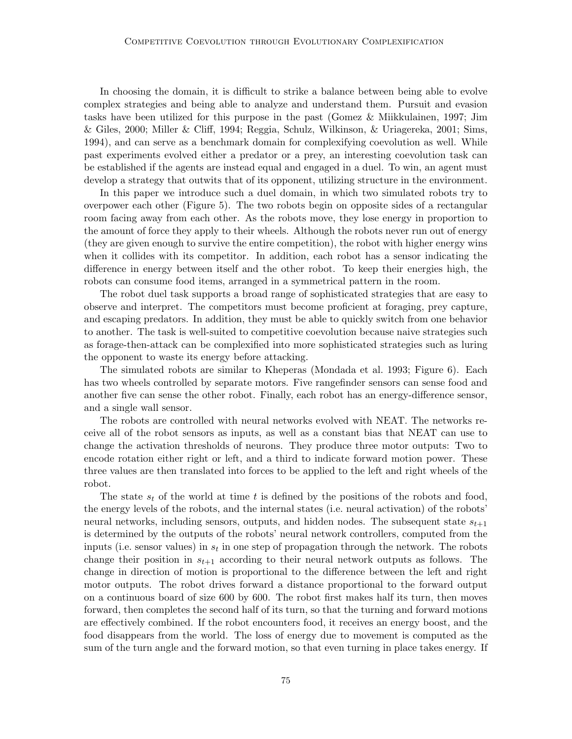In choosing the domain, it is difficult to strike a balance between being able to evolve complex strategies and being able to analyze and understand them. Pursuit and evasion tasks have been utilized for this purpose in the past (Gomez & Miikkulainen, 1997; Jim & Giles, 2000; Miller & Cliff, 1994; Reggia, Schulz, Wilkinson, & Uriagereka, 2001; Sims, 1994), and can serve as a benchmark domain for complexifying coevolution as well. While past experiments evolved either a predator or a prey, an interesting coevolution task can be established if the agents are instead equal and engaged in a duel. To win, an agent must develop a strategy that outwits that of its opponent, utilizing structure in the environment.

In this paper we introduce such a duel domain, in which two simulated robots try to overpower each other (Figure 5). The two robots begin on opposite sides of a rectangular room facing away from each other. As the robots move, they lose energy in proportion to the amount of force they apply to their wheels. Although the robots never run out of energy (they are given enough to survive the entire competition), the robot with higher energy wins when it collides with its competitor. In addition, each robot has a sensor indicating the difference in energy between itself and the other robot. To keep their energies high, the robots can consume food items, arranged in a symmetrical pattern in the room.

The robot duel task supports a broad range of sophisticated strategies that are easy to observe and interpret. The competitors must become proficient at foraging, prey capture, and escaping predators. In addition, they must be able to quickly switch from one behavior to another. The task is well-suited to competitive coevolution because naive strategies such as forage-then-attack can be complexified into more sophisticated strategies such as luring the opponent to waste its energy before attacking.

The simulated robots are similar to Kheperas (Mondada et al. 1993; Figure 6). Each has two wheels controlled by separate motors. Five rangefinder sensors can sense food and another five can sense the other robot. Finally, each robot has an energy-difference sensor, and a single wall sensor.

The robots are controlled with neural networks evolved with NEAT. The networks receive all of the robot sensors as inputs, as well as a constant bias that NEAT can use to change the activation thresholds of neurons. They produce three motor outputs: Two to encode rotation either right or left, and a third to indicate forward motion power. These three values are then translated into forces to be applied to the left and right wheels of the robot.

The state $s_t$ of the world at time $t$ is defined by the positions of the robots and food, the energy levels of the robots, and the internal states (i.e. neural activation) of the robots' neural networks, including sensors, outputs, and hidden nodes. The subsequent state $s_{t+1}$ is determined by the outputs of the robots' neural network controllers, computed from the inputs (i.e. sensor values) in $s_t$ in one step of propagation through the network. The robots change their position in $s_{t+1}$ according to their neural network outputs as follows. The change in direction of motion is proportional to the difference between the left and right motor outputs. The robot drives forward a distance proportional to the forward output on a continuous board of size 600 by 600. The robot first makes half its turn, then moves forward, then completes the second half of its turn, so that the turning and forward motions are effectively combined. If the robot encounters food, it receives an energy boost, and the food disappears from the world. The loss of energy due to movement is computed as the sum of the turn angle and the forward motion, so that even turning in place takes energy. If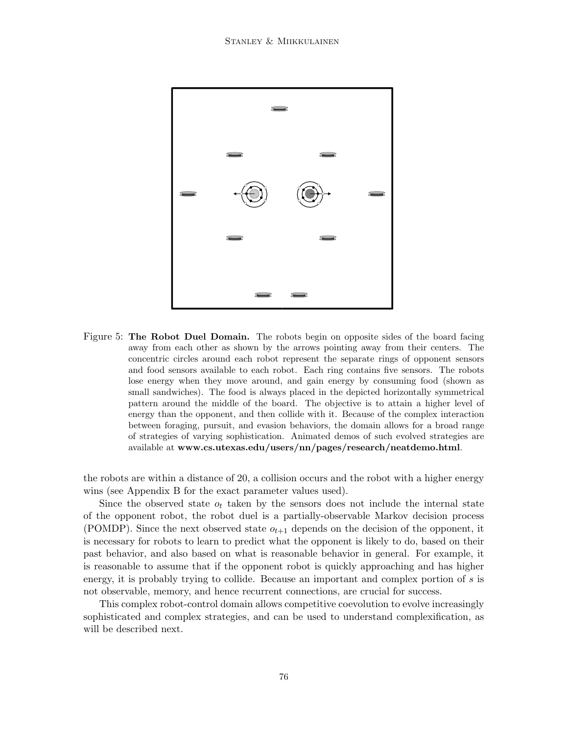Figure 5: **The Robot Duel Domain.** The robots begin on opposite sides of the board facing away from each other as shown by the arrows pointing away from their centers. The concentric circles around each robot represent the separate rings of opponent sensors and food sensors available to each robot. Each ring contains five sensors. The robots lose energy when they move around, and gain energy by consuming food (shown as small sandwiches). The food is always placed in the depicted horizontally symmetrical pattern around the middle of the board. The objective is to attain a higher level of energy than the opponent, and then collide with it. Because of the complex interaction between foraging, pursuit, and evasion behaviors, the domain allows for a broad range of strategies of varying sophistication. Animated demos of such evolved strategies are available at **www.cs.utexas.edu/users/nn/pages/research/neatdemo.html**.

the robots are within a distance of 20, a collision occurs and the robot with a higher energy wins (see Appendix B for the exact parameter values used).

Since the observed state $o_t$ taken by the sensors does not include the internal state of the opponent robot, the robot duel is a partially-observable Markov decision process (POMDP). Since the next observed state $o_{t+1}$ depends on the decision of the opponent, it is necessary for robots to learn to predict what the opponent is likely to do, based on their past behavior, and also based on what is reasonable behavior in general. For example, it is reasonable to assume that if the opponent robot is quickly approaching and has higher energy, it is probably trying to collide. Because an important and complex portion of $s$ is not observable, memory, and hence recurrent connections, are crucial for success.

This complex robot-control domain allows competitive coevolution to evolve increasingly sophisticated and complex strategies, and can be used to understand complexification, as will be described next.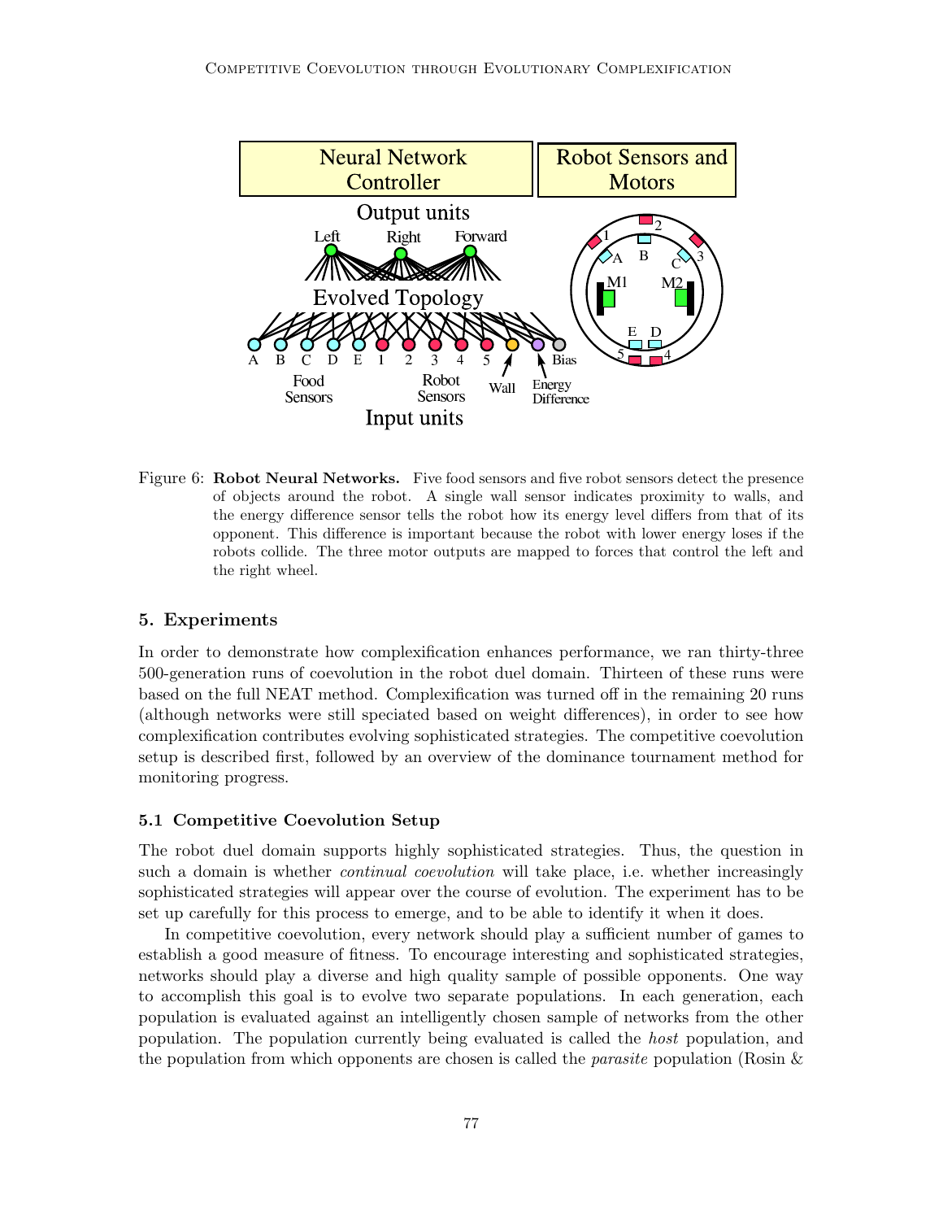Figure 6: **Robot Neural Networks.** Five food sensors and five robot sensors detect the presence of objects around the robot. A single wall sensor indicates proximity to walls, and the energy difference sensor tells the robot how its energy level differs from that of its opponent. This difference is important because the robot with lower energy loses if the robots collide. The three motor outputs are mapped to forces that control the left and the right wheel.

## 5. Experiments

In order to demonstrate how complexification enhances performance, we ran thirty-three 500-generation runs of coevolution in the robot duel domain. Thirteen of these runs were based on the full NEAT method. Complexification was turned off in the remaining 20 runs (although networks were still speciated based on weight differences), in order to see how complexification contributes evolving sophisticated strategies. The competitive coevolution setup is described first, followed by an overview of the dominance tournament method for monitoring progress.

### 5.1 Competitive Coevolution Setup

The robot duel domain supports highly sophisticated strategies. Thus, the question in such a domain is whether *continual coevolution* will take place, i.e. whether increasingly sophisticated strategies will appear over the course of evolution. The experiment has to be set up carefully for this process to emerge, and to be able to identify it when it does.

In competitive coevolution, every network should play a sufficient number of games to establish a good measure of fitness. To encourage interesting and sophisticated strategies, networks should play a diverse and high quality sample of possible opponents. One way to accomplish this goal is to evolve two separate populations. In each generation, each population is evaluated against an intelligently chosen sample of networks from the other population. The population currently being evaluated is called the *host* population, and the population from which opponents are chosen is called the *parasite* population (Rosin &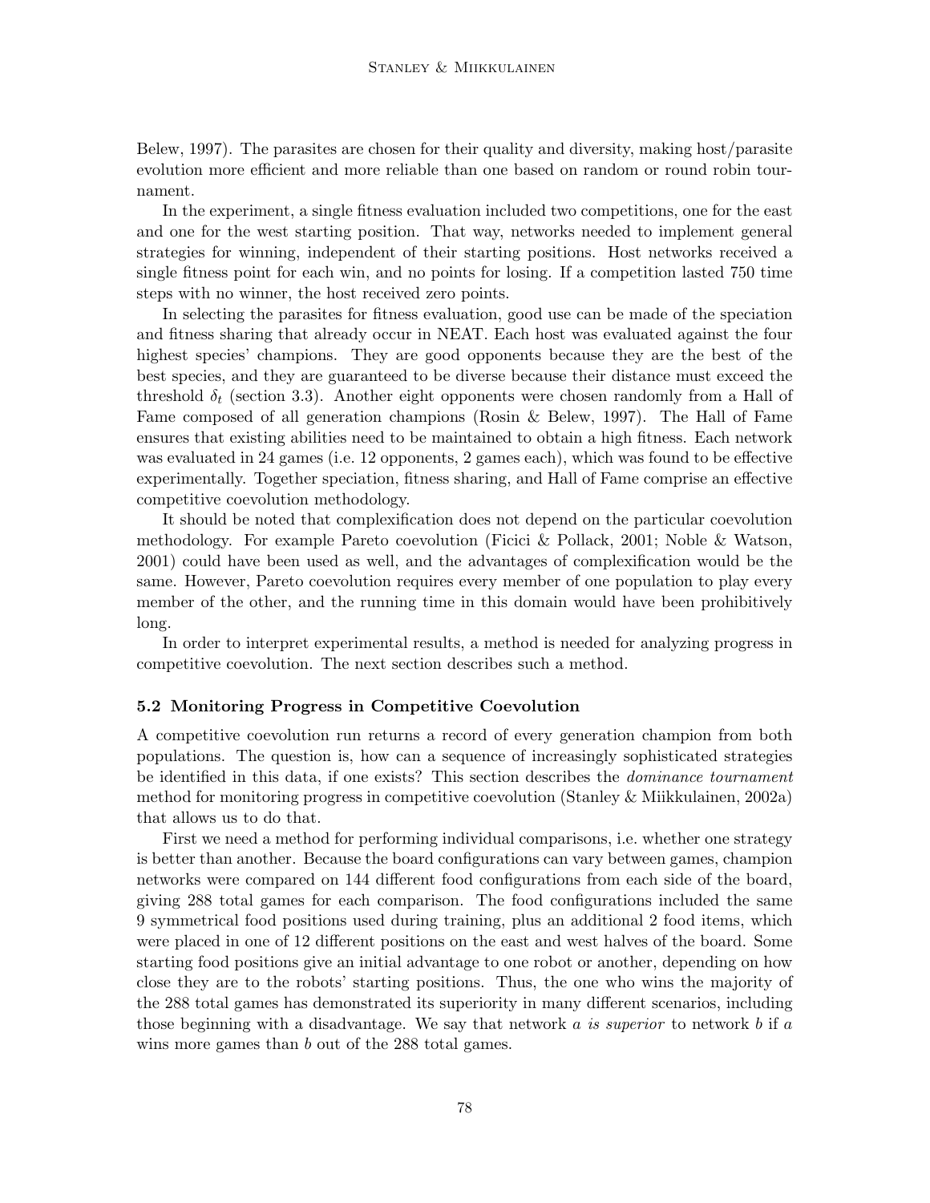Belew, 1997). The parasites are chosen for their quality and diversity, making host/parasite evolution more efficient and more reliable than one based on random or round robin tournament.

In the experiment, a single fitness evaluation included two competitions, one for the east and one for the west starting position. That way, networks needed to implement general strategies for winning, independent of their starting positions. Host networks received a single fitness point for each win, and no points for losing. If a competition lasted 750 time steps with no winner, the host received zero points.

In selecting the parasites for fitness evaluation, good use can be made of the speciation and fitness sharing that already occur in NEAT. Each host was evaluated against the four highest species' champions. They are good opponents because they are the best of the best species, and they are guaranteed to be diverse because their distance must exceed the threshold $\delta_t$ (section 3.3). Another eight opponents were chosen randomly from a Hall of Fame composed of all generation champions (Rosin & Belew, 1997). The Hall of Fame ensures that existing abilities need to be maintained to obtain a high fitness. Each network was evaluated in 24 games (i.e. 12 opponents, 2 games each), which was found to be effective experimentally. Together speciation, fitness sharing, and Hall of Fame comprise an effective competitive coevolution methodology.

It should be noted that complexification does not depend on the particular coevolution methodology. For example Pareto coevolution (Ficici & Pollack, 2001; Noble & Watson, 2001) could have been used as well, and the advantages of complexification would be the same. However, Pareto coevolution requires every member of one population to play every member of the other, and the running time in this domain would have been prohibitively long.

In order to interpret experimental results, a method is needed for analyzing progress in competitive coevolution. The next section describes such a method.

### 5.2 Monitoring Progress in Competitive Coevolution

A competitive coevolution run returns a record of every generation champion from both populations. The question is, how can a sequence of increasingly sophisticated strategies be identified in this data, if one exists? This section describes the *dominance tournament* method for monitoring progress in competitive coevolution (Stanley & Miikkulainen, 2002a) that allows us to do that.

First we need a method for performing individual comparisons, i.e. whether one strategy is better than another. Because the board configurations can vary between games, champion networks were compared on 144 different food configurations from each side of the board, giving 288 total games for each comparison. The food configurations included the same 9 symmetrical food positions used during training, plus an additional 2 food items, which were placed in one of 12 different positions on the east and west halves of the board. Some starting food positions give an initial advantage to one robot or another, depending on how close they are to the robots' starting positions. Thus, the one who wins the majority of the 288 total games has demonstrated its superiority in many different scenarios, including those beginning with a disadvantage. We say that network $a$ *is superior* to network $b$ if $a$ wins more games than $b$ out of the 288 total games.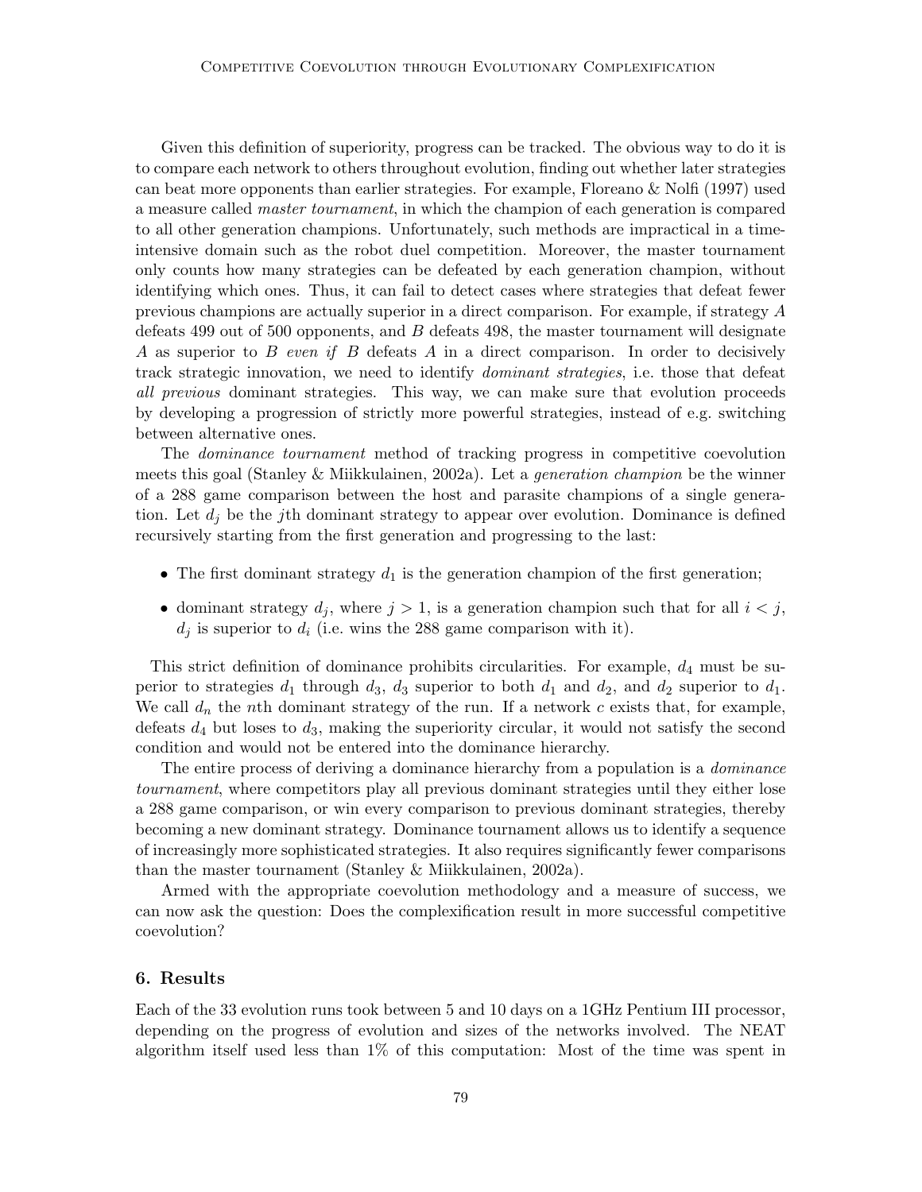Given this definition of superiority, progress can be tracked. The obvious way to do it is to compare each network to others throughout evolution, finding out whether later strategies can beat more opponents than earlier strategies. For example, Floreano & Nolfi (1997) used a measure called *master tournament*, in which the champion of each generation is compared to all other generation champions. Unfortunately, such methods are impractical in a time-intensive domain such as the robot duel competition. Moreover, the master tournament only counts how many strategies can be defeated by each generation champion, without identifying which ones. Thus, it can fail to detect cases where strategies that defeat fewer previous champions are actually superior in a direct comparison. For example, if strategy $A$ defeats 499 out of 500 opponents, and $B$ defeats 498, the master tournament will designate $A$ as superior to $B$ *even if* $B$ defeats $A$ in a direct comparison. In order to decisively track strategic innovation, we need to identify *dominant strategies*, i.e. those that defeat *all previous* dominant strategies. This way, we can make sure that evolution proceeds by developing a progression of strictly more powerful strategies, instead of e.g. switching between alternative ones.

The *dominance tournament* method of tracking progress in competitive coevolution meets this goal (Stanley & Miikkulainen, 2002a). Let a *generation champion* be the winner of a 288 game comparison between the host and parasite champions of a single generation. Let $d_j$ be the $j$th dominant strategy to appear over evolution. Dominance is defined recursively starting from the first generation and progressing to the last:

- The first dominant strategy $d_1$ is the generation champion of the first generation;
- dominant strategy $d_j$, where $j > 1$, is a generation champion such that for all $i < j$, $d_j$ is superior to $d_i$ (i.e. wins the 288 game comparison with it).

This strict definition of dominance prohibits circularities. For example, $d_4$ must be superior to strategies $d_1$ through $d_3$, $d_3$ superior to both $d_1$ and $d_2$, and $d_2$ superior to $d_1$. We call $d_n$ the $n$th dominant strategy of the run. If a network $c$ exists that, for example, defeats $d_4$ but loses to $d_3$, making the superiority circular, it would not satisfy the second condition and would not be entered into the dominance hierarchy.

The entire process of deriving a dominance hierarchy from a population is a *dominance tournament*, where competitors play all previous dominant strategies until they either lose a 288 game comparison, or win every comparison to previous dominant strategies, thereby becoming a new dominant strategy. Dominance tournament allows us to identify a sequence of increasingly more sophisticated strategies. It also requires significantly fewer comparisons than the master tournament (Stanley & Miikkulainen, 2002a).

Armed with the appropriate coevolution methodology and a measure of success, we can now ask the question: Does the complexification result in more successful competitive coevolution?

## 6. Results

Each of the 33 evolution runs took between 5 and 10 days on a 1GHz Pentium III processor, depending on the progress of evolution and sizes of the networks involved. The NEAT algorithm itself used less than 1% of this computation: Most of the time was spent in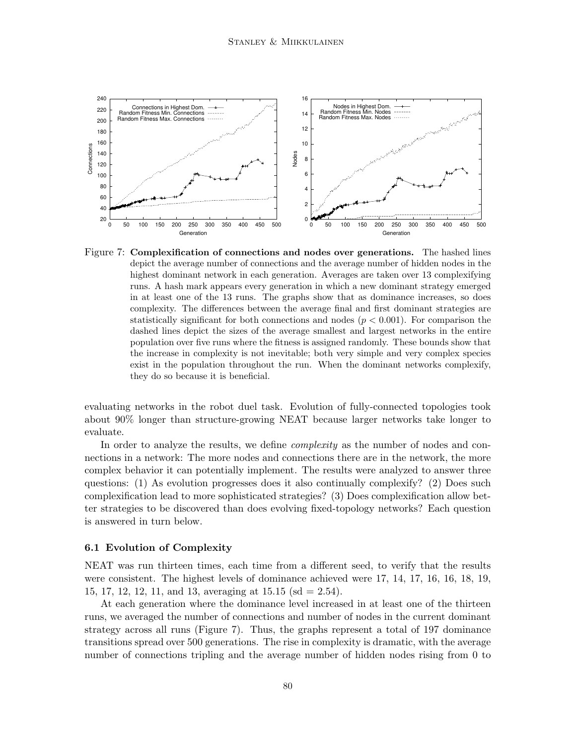Figure 7: **Complexification of connections and nodes over generations.** The hashed lines depict the average number of connections and the average number of hidden nodes in the highest dominant network in each generation. Averages are taken over 13 complexifying runs. A hash mark appears every generation in which a new dominant strategy emerged in at least one of the 13 runs. The graphs show that as dominance increases, so does complexity. The differences between the average final and first dominant strategies are statistically significant for both connections and nodes ($p < 0.001$). For comparison the dashed lines depict the sizes of the average smallest and largest networks in the entire population over five runs where the fitness is assigned randomly. These bounds show that the increase in complexity is not inevitable; both very simple and very complex species exist in the population throughout the run. When the dominant networks complexify, they do so because it is beneficial.

evaluating networks in the robot duel task. Evolution of fully-connected topologies took about 90% longer than structure-growing NEAT because larger networks take longer to evaluate.

In order to analyze the results, we define *complexity* as the number of nodes and connections in a network: The more nodes and connections there are in the network, the more complex behavior it can potentially implement. The results were analyzed to answer three questions: (1) As evolution progresses does it also continually complexify? (2) Does such complexification lead to more sophisticated strategies? (3) Does complexification allow better strategies to be discovered than does evolving fixed-topology networks? Each question is answered in turn below.

### 6.1 Evolution of Complexity

NEAT was run thirteen times, each time from a different seed, to verify that the results were consistent. The highest levels of dominance achieved were 17, 14, 17, 16, 16, 18, 19, 15, 17, 12, 12, 11, and 13, averaging at 15.15 (sd = 2.54).

At each generation where the dominance level increased in at least one of the thirteen runs, we averaged the number of connections and number of nodes in the current dominant strategy across all runs (Figure 7). Thus, the graphs represent a total of 197 dominance transitions spread over 500 generations. The rise in complexity is dramatic, with the average number of connections tripling and the average number of hidden nodes rising from 0 to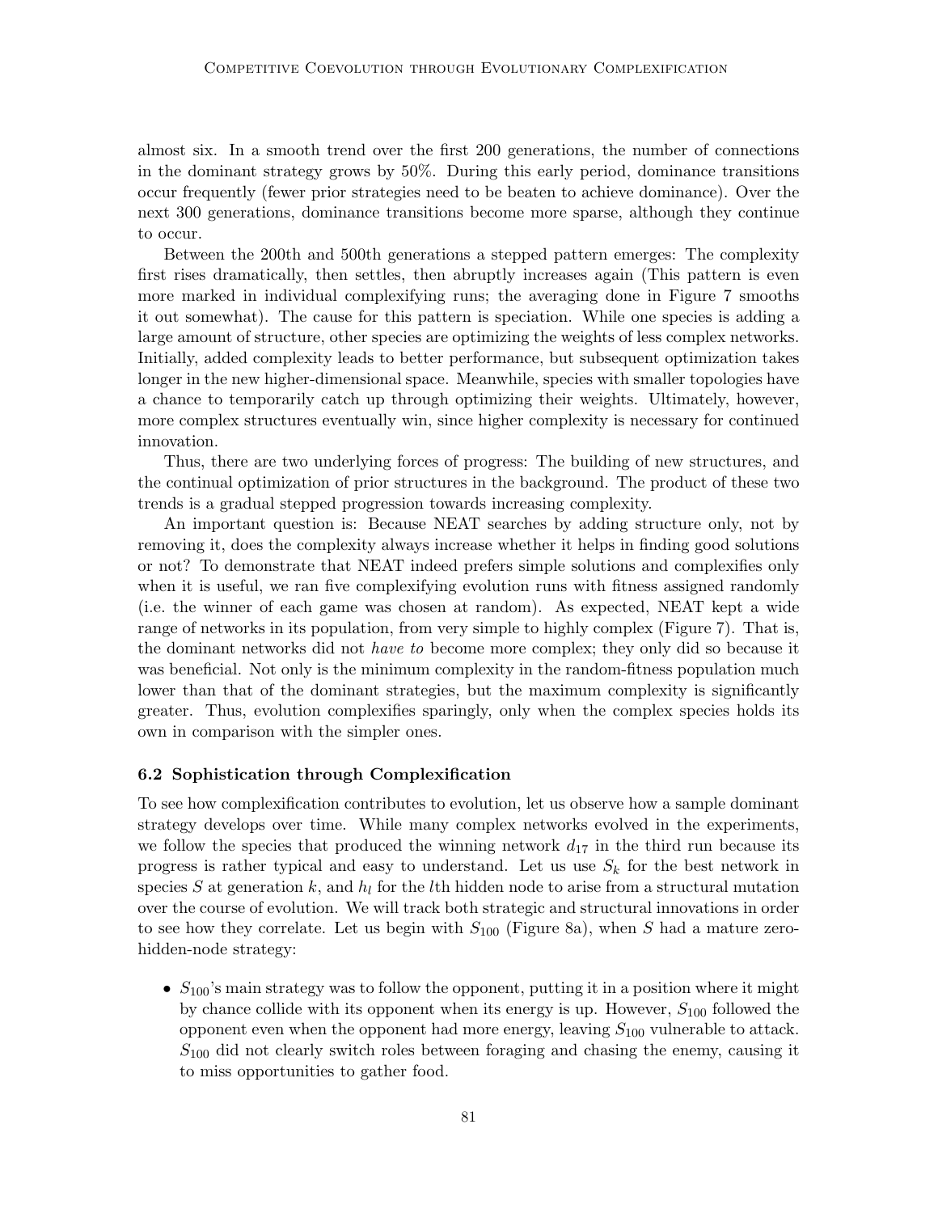almost six. In a smooth trend over the first 200 generations, the number of connections in the dominant strategy grows by 50%. During this early period, dominance transitions occur frequently (fewer prior strategies need to be beaten to achieve dominance). Over the next 300 generations, dominance transitions become more sparse, although they continue to occur.

Between the 200th and 500th generations a stepped pattern emerges: The complexity first rises dramatically, then settles, then abruptly increases again (This pattern is even more marked in individual complexifying runs; the averaging done in Figure 7 smooths it out somewhat). The cause for this pattern is speciation. While one species is adding a large amount of structure, other species are optimizing the weights of less complex networks. Initially, added complexity leads to better performance, but subsequent optimization takes longer in the new higher-dimensional space. Meanwhile, species with smaller topologies have a chance to temporarily catch up through optimizing their weights. Ultimately, however, more complex structures eventually win, since higher complexity is necessary for continued innovation.

Thus, there are two underlying forces of progress: The building of new structures, and the continual optimization of prior structures in the background. The product of these two trends is a gradual stepped progression towards increasing complexity.

An important question is: Because NEAT searches by adding structure only, not by removing it, does the complexity always increase whether it helps in finding good solutions or not? To demonstrate that NEAT indeed prefers simple solutions and complexifies only when it is useful, we ran five complexifying evolution runs with fitness assigned randomly (i.e. the winner of each game was chosen at random). As expected, NEAT kept a wide range of networks in its population, from very simple to highly complex (Figure 7). That is, the dominant networks did not *have to* become more complex; they only did so because it was beneficial. Not only is the minimum complexity in the random-fitness population much lower than that of the dominant strategies, but the maximum complexity is significantly greater. Thus, evolution complexifies sparingly, only when the complex species holds its own in comparison with the simpler ones.

### 6.2 Sophistication through Complexification

To see how complexification contributes to evolution, let us observe how a sample dominant strategy develops over time. While many complex networks evolved in the experiments, we follow the species that produced the winning network $d_{17}$ in the third run because its progress is rather typical and easy to understand. Let us use $S_k$ for the best network in species $S$ at generation $k$, and $h_l$ for the $l$th hidden node to arise from a structural mutation over the course of evolution. We will track both strategic and structural innovations in order to see how they correlate. Let us begin with $S_{100}$ (Figure 8a), when $S$ had a mature zero-hidden-node strategy:

- $S_{100}$'s main strategy was to follow the opponent, putting it in a position where it might by chance collide with its opponent when its energy is up. However, $S_{100}$ followed the opponent even when the opponent had more energy, leaving $S_{100}$ vulnerable to attack. $S_{100}$ did not clearly switch roles between foraging and chasing the enemy, causing it to miss opportunities to gather food.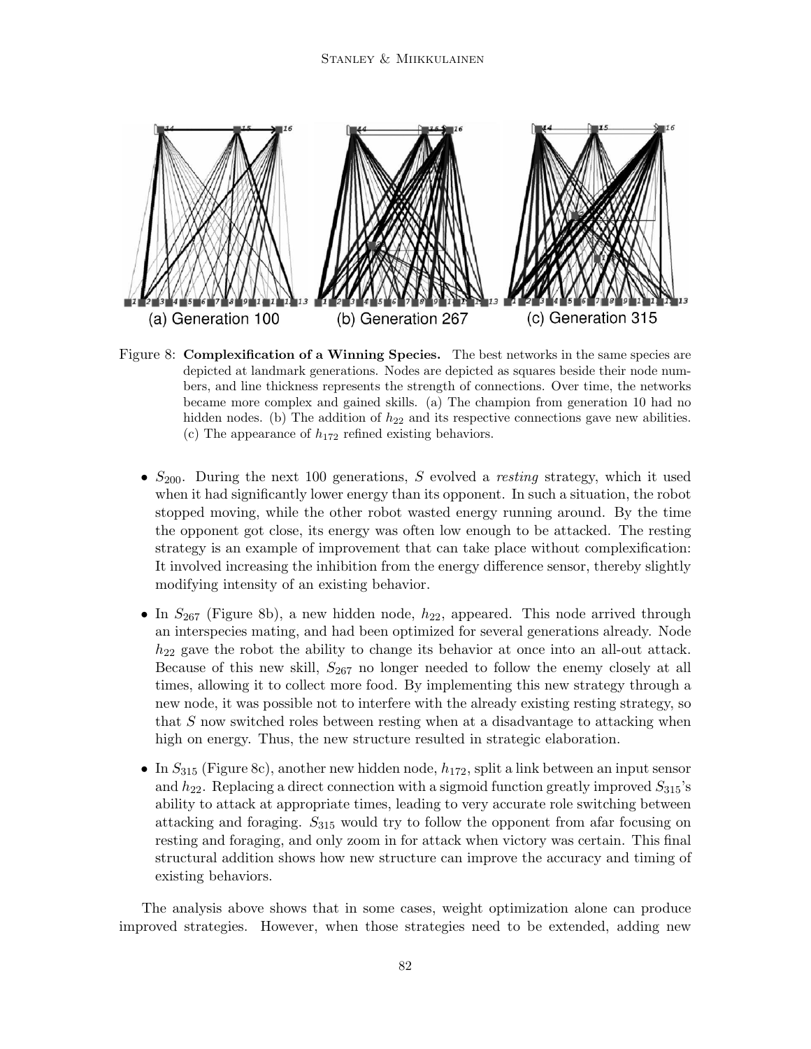Figure 8: **Complexification of a Winning Species.** The best networks in the same species are depicted at landmark generations. Nodes are depicted as squares beside their node numbers, and line thickness represents the strength of connections. Over time, the networks became more complex and gained skills. (a) The champion from generation 10 had no hidden nodes. (b) The addition of $h_{22}$ and its respective connections gave new abilities. (c) The appearance of $h_{172}$ refined existing behaviors.

- $S_{200}$. During the next 100 generations, $S$ evolved a *resting* strategy, which it used when it had significantly lower energy than its opponent. In such a situation, the robot stopped moving, while the other robot wasted energy running around. By the time the opponent got close, its energy was often low enough to be attacked. The resting strategy is an example of improvement that can take place without complexification: It involved increasing the inhibition from the energy difference sensor, thereby slightly modifying intensity of an existing behavior.

- In $S_{267}$ (Figure 8b), a new hidden node, $h_{22}$, appeared. This node arrived through an interspecies mating, and had been optimized for several generations already. Node $h_{22}$ gave the robot the ability to change its behavior at once into an all-out attack. Because of this new skill, $S_{267}$ no longer needed to follow the enemy closely at all times, allowing it to collect more food. By implementing this new strategy through a new node, it was possible not to interfere with the already existing resting strategy, so that $S$ now switched roles between resting when at a disadvantage to attacking when high on energy. Thus, the new structure resulted in strategic elaboration.

- In $S_{315}$ (Figure 8c), another new hidden node, $h_{172}$, split a link between an input sensor and $h_{22}$. Replacing a direct connection with a sigmoid function greatly improved $S_{315}$'s ability to attack at appropriate times, leading to very accurate role switching between attacking and foraging. $S_{315}$ would try to follow the opponent from afar focusing on resting and foraging, and only zoom in for attack when victory was certain. This final structural addition shows how new structure can improve the accuracy and timing of existing behaviors.

The analysis above shows that in some cases, weight optimization alone can produce improved strategies. However, when those strategies need to be extended, adding new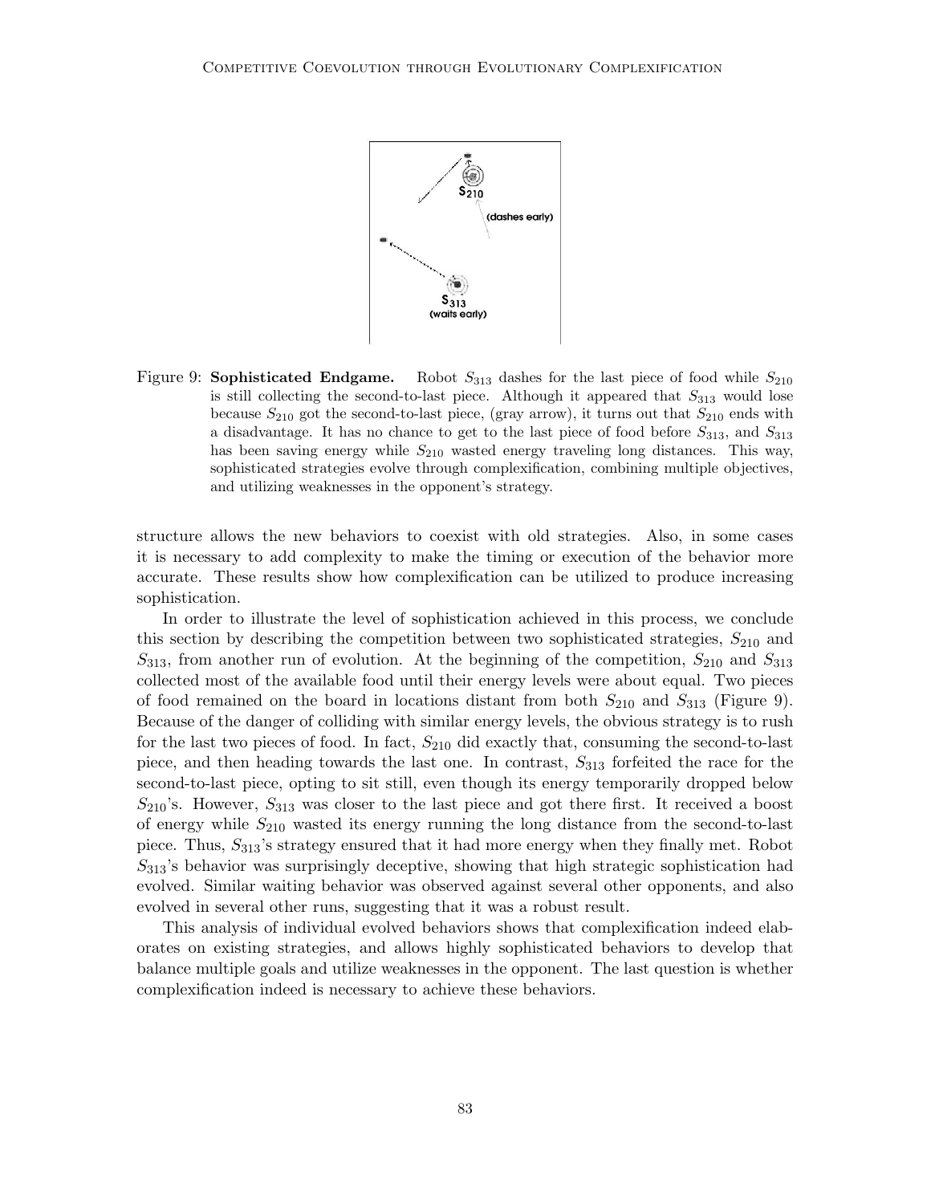Figure 9: **Sophisticated Endgame.** Robot $S_{313}$ dashes for the last piece of food while $S_{210}$ is still collecting the second-to-last piece. Although it appeared that $S_{313}$ would lose because $S_{210}$ got the second-to-last piece, (gray arrow), it turns out that $S_{210}$ ends with a disadvantage. It has no chance to get to the last piece of food before $S_{313}$, and $S_{313}$ has been saving energy while $S_{210}$ wasted energy traveling long distances. This way, sophisticated strategies evolve through complexification, combining multiple objectives, and utilizing weaknesses in the opponent's strategy.

structure allows the new behaviors to coexist with old strategies. Also, in some cases it is necessary to add complexity to make the timing or execution of the behavior more accurate. These results show how complexification can be utilized to produce increasing sophistication.

In order to illustrate the level of sophistication achieved in this process, we conclude this section by describing the competition between two sophisticated strategies, $S_{210}$ and $S_{313}$, from another run of evolution. At the beginning of the competition, $S_{210}$ and $S_{313}$ collected most of the available food until their energy levels were about equal. Two pieces of food remained on the board in locations distant from both $S_{210}$ and $S_{313}$ (Figure 9). Because of the danger of colliding with similar energy levels, the obvious strategy is to rush for the last two pieces of food. In fact, $S_{210}$ did exactly that, consuming the second-to-last piece, and then heading towards the last one. In contrast, $S_{313}$ forfeited the race for the second-to-last piece, opting to sit still, even though its energy temporarily dropped below $S_{210}$'s. However, $S_{313}$ was closer to the last piece and got there first. It received a boost of energy while $S_{210}$ wasted its energy running the long distance from the second-to-last piece. Thus, $S_{313}$'s strategy ensured that it had more energy when they finally met. Robot $S_{313}$'s behavior was surprisingly deceptive, showing that high strategic sophistication had evolved. Similar waiting behavior was observed against several other opponents, and also evolved in several other runs, suggesting that it was a robust result.

This analysis of individual evolved behaviors shows that complexification indeed elaborates on existing strategies, and allows highly sophisticated behaviors to develop that balance multiple goals and utilize weaknesses in the opponent. The last question is whether complexification indeed is necessary to achieve these behaviors.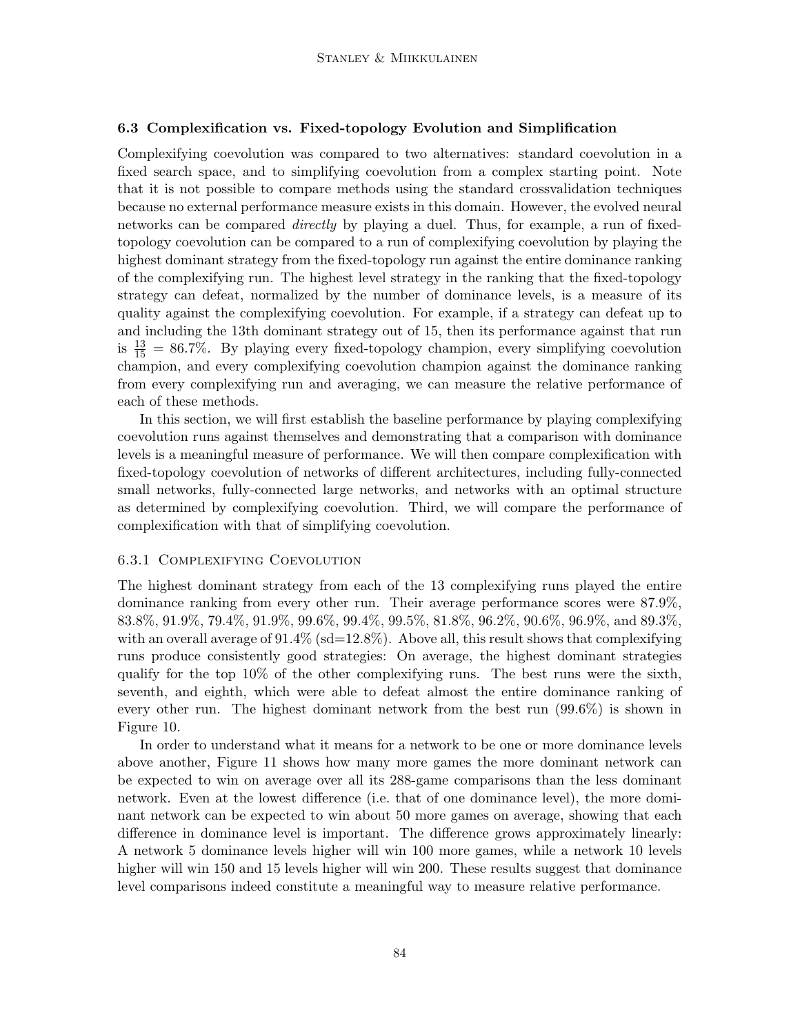### 6.3 Complexification vs. Fixed-topology Evolution and Simplification

Complexifying coevolution was compared to two alternatives: standard coevolution in a fixed search space, and to simplifying coevolution from a complex starting point. Note that it is not possible to compare methods using the standard crossvalidation techniques because no external performance measure exists in this domain. However, the evolved neural networks can be compared *directly* by playing a duel. Thus, for example, a run of fixed-topology coevolution can be compared to a run of complexifying coevolution by playing the highest dominant strategy from the fixed-topology run against the entire dominance ranking of the complexifying run. The highest level strategy in the ranking that the fixed-topology strategy can defeat, normalized by the number of dominance levels, is a measure of its quality against the complexifying coevolution. For example, if a strategy can defeat up to and including the 13th dominant strategy out of 15, then its performance against that run is $\frac{13}{15} = 86.7\%$. By playing every fixed-topology champion, every simplifying coevolution champion, and every complexifying coevolution champion against the dominance ranking from every complexifying run and averaging, we can measure the relative performance of each of these methods.

In this section, we will first establish the baseline performance by playing complexifying coevolution runs against themselves and demonstrating that a comparison with dominance levels is a meaningful measure of performance. We will then compare complexification with fixed-topology coevolution of networks of different architectures, including fully-connected small networks, fully-connected large networks, and networks with an optimal structure as determined by complexifying coevolution. Third, we will compare the performance of complexification with that of simplifying coevolution.

#### 6.3.1 Complexifying Coevolution

The highest dominant strategy from each of the 13 complexifying runs played the entire dominance ranking from every other run. Their average performance scores were 87.9%, 83.8%, 91.9%, 79.4%, 91.9%, 99.6%, 99.4%, 99.5%, 81.8%, 96.2%, 90.6%, 96.9%, and 89.3%, with an overall average of 91.4% (sd=12.8%). Above all, this result shows that complexifying runs produce consistently good strategies: On average, the highest dominant strategies qualify for the top 10% of the other complexifying runs. The best runs were the sixth, seventh, and eighth, which were able to defeat almost the entire dominance ranking of every other run. The highest dominant network from the best run (99.6%) is shown in Figure 10.

In order to understand what it means for a network to be one or more dominance levels above another, Figure 11 shows how many more games the more dominant network can be expected to win on average over all its 288-game comparisons than the less dominant network. Even at the lowest difference (i.e. that of one dominance level), the more dominant network can be expected to win about 50 more games on average, showing that each difference in dominance level is important. The difference grows approximately linearly: A network 5 dominance levels higher will win 100 more games, while a network 10 levels higher will win 150 and 15 levels higher will win 200. These results suggest that dominance level comparisons indeed constitute a meaningful way to measure relative performance.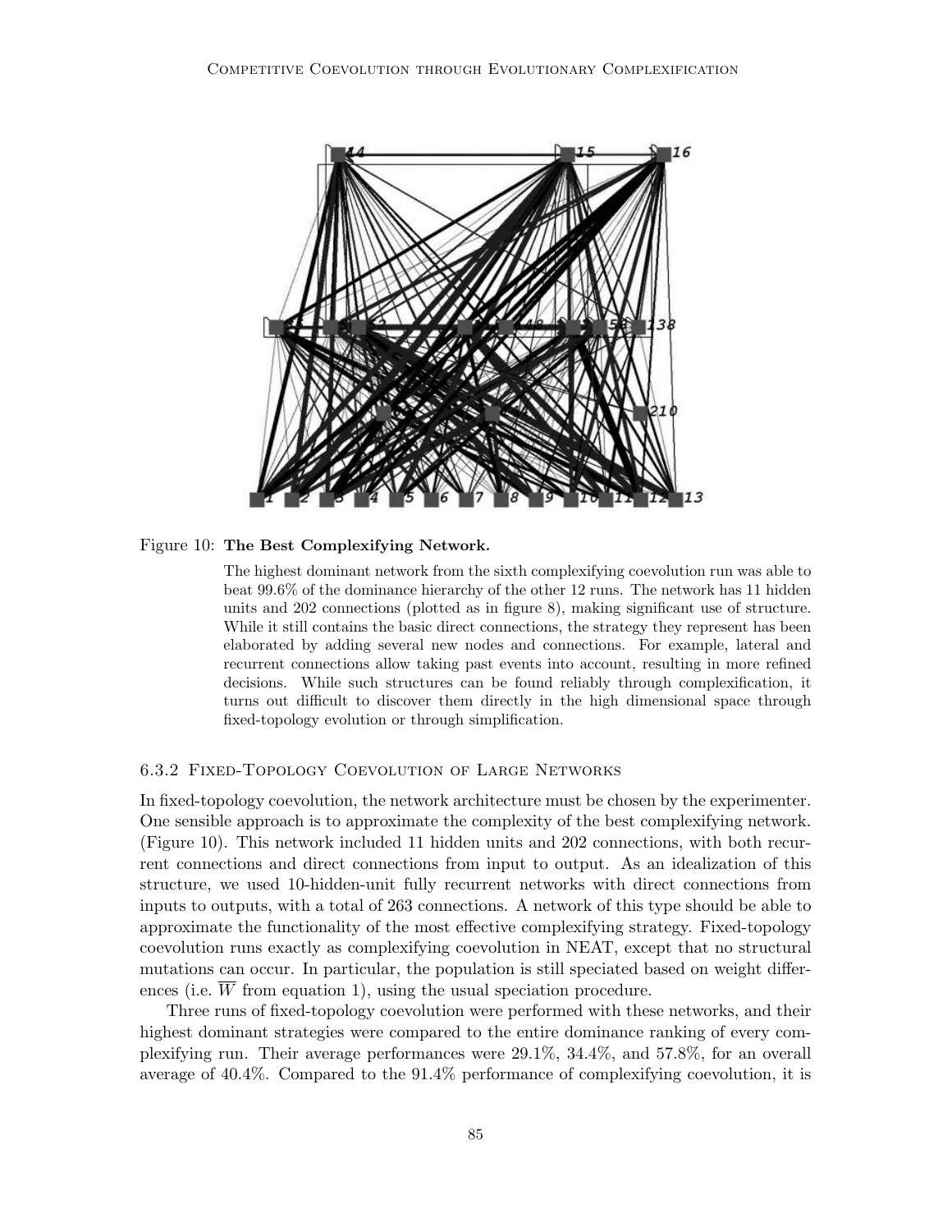Figure 10: **The Best Complexifying Network.**

The highest dominant network from the sixth complexifying coevolution run was able to beat 99.6% of the dominance hierarchy of the other 12 runs. The network has 11 hidden units and 202 connections (plotted as in figure 8), making significant use of structure. While it still contains the basic direct connections, the strategy they represent has been elaborated by adding several new nodes and connections. For example, lateral and recurrent connections allow taking past events into account, resulting in more refined decisions. While such structures can be found reliably through complexification, it turns out difficult to discover them directly in the high dimensional space through fixed-topology evolution or through simplification.

### 6.3.2 Fixed-Topology Coevolution of Large Networks

In fixed-topology coevolution, the network architecture must be chosen by the experimenter. One sensible approach is to approximate the complexity of the best complexifying network. (Figure 10). This network included 11 hidden units and 202 connections, with both recurrent connections and direct connections from input to output. As an idealization of this structure, we used 10-hidden-unit fully recurrent networks with direct connections from inputs to outputs, with a total of 263 connections. A network of this type should be able to approximate the functionality of the most effective complexifying strategy. Fixed-topology coevolution runs exactly as complexifying coevolution in NEAT, except that no structural mutations can occur. In particular, the population is still speciated based on weight differences (i.e. $\overline{W}$ from equation 1), using the usual speciation procedure.

Three runs of fixed-topology coevolution were performed with these networks, and their highest dominant strategies were compared to the entire dominance ranking of every complexifying run. Their average performances were 29.1%, 34.4%, and 57.8%, for an overall average of 40.4%. Compared to the 91.4% performance of complexifying coevolution, it is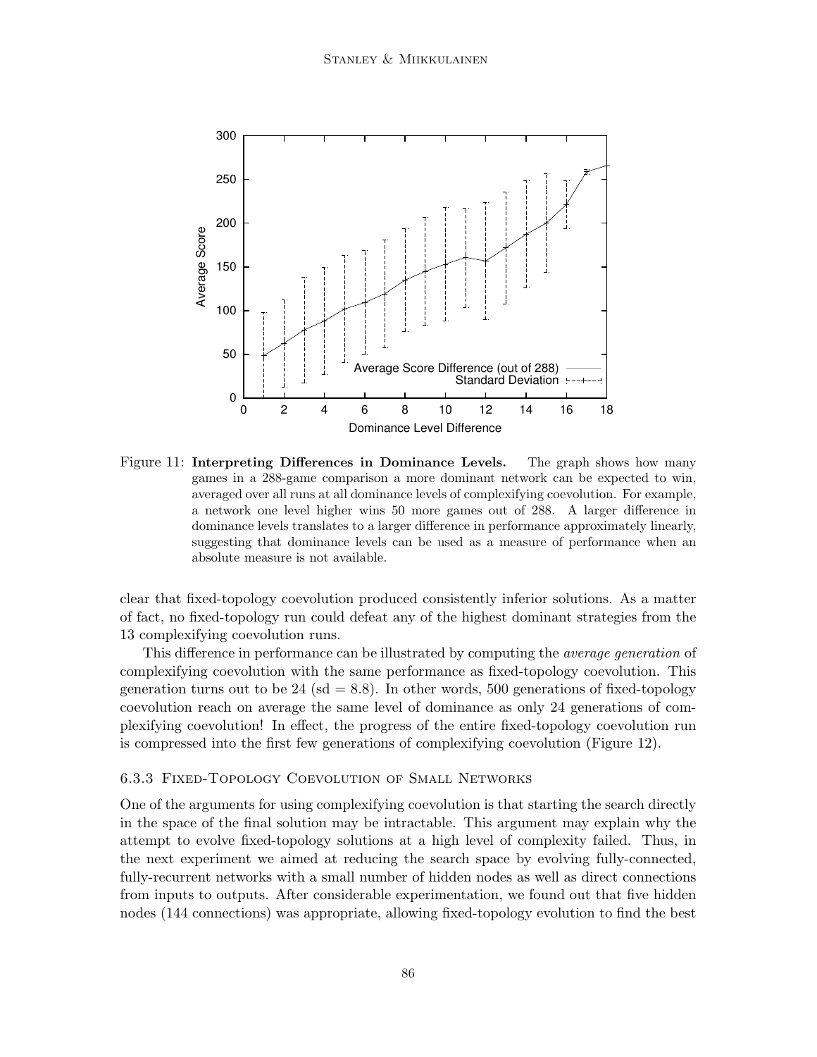Figure 11: **Interpreting Differences in Dominance Levels.** The graph shows how many games in a 288-game comparison a more dominant network can be expected to win, averaged over all runs at all dominance levels of complexifying coevolution. For example, a network one level higher wins 50 more games out of 288. A larger difference in dominance levels translates to a larger difference in performance approximately linearly, suggesting that dominance levels can be used as a measure of performance when an absolute measure is not available.

clear that fixed-topology coevolution produced consistently inferior solutions. As a matter of fact, no fixed-topology run could defeat any of the highest dominant strategies from the 13 complexifying coevolution runs.

This difference in performance can be illustrated by computing the *average generation* of complexifying coevolution with the same performance as fixed-topology coevolution. This generation turns out to be 24 (sd = 8.8). In other words, 500 generations of fixed-topology coevolution reach on average the same level of dominance as only 24 generations of complexifying coevolution! In effect, the progress of the entire fixed-topology coevolution run is compressed into the first few generations of complexifying coevolution (Figure 12).

### 6.3.3 Fixed-Topology Coevolution of Small Networks

One of the arguments for using complexifying coevolution is that starting the search directly in the space of the final solution may be intractable. This argument may explain why the attempt to evolve fixed-topology solutions at a high level of complexity failed. Thus, in the next experiment we aimed at reducing the search space by evolving fully-connected, fully-recurrent networks with a small number of hidden nodes as well as direct connections from inputs to outputs. After considerable experimentation, we found out that five hidden nodes (144 connections) was appropriate, allowing fixed-topology evolution to find the best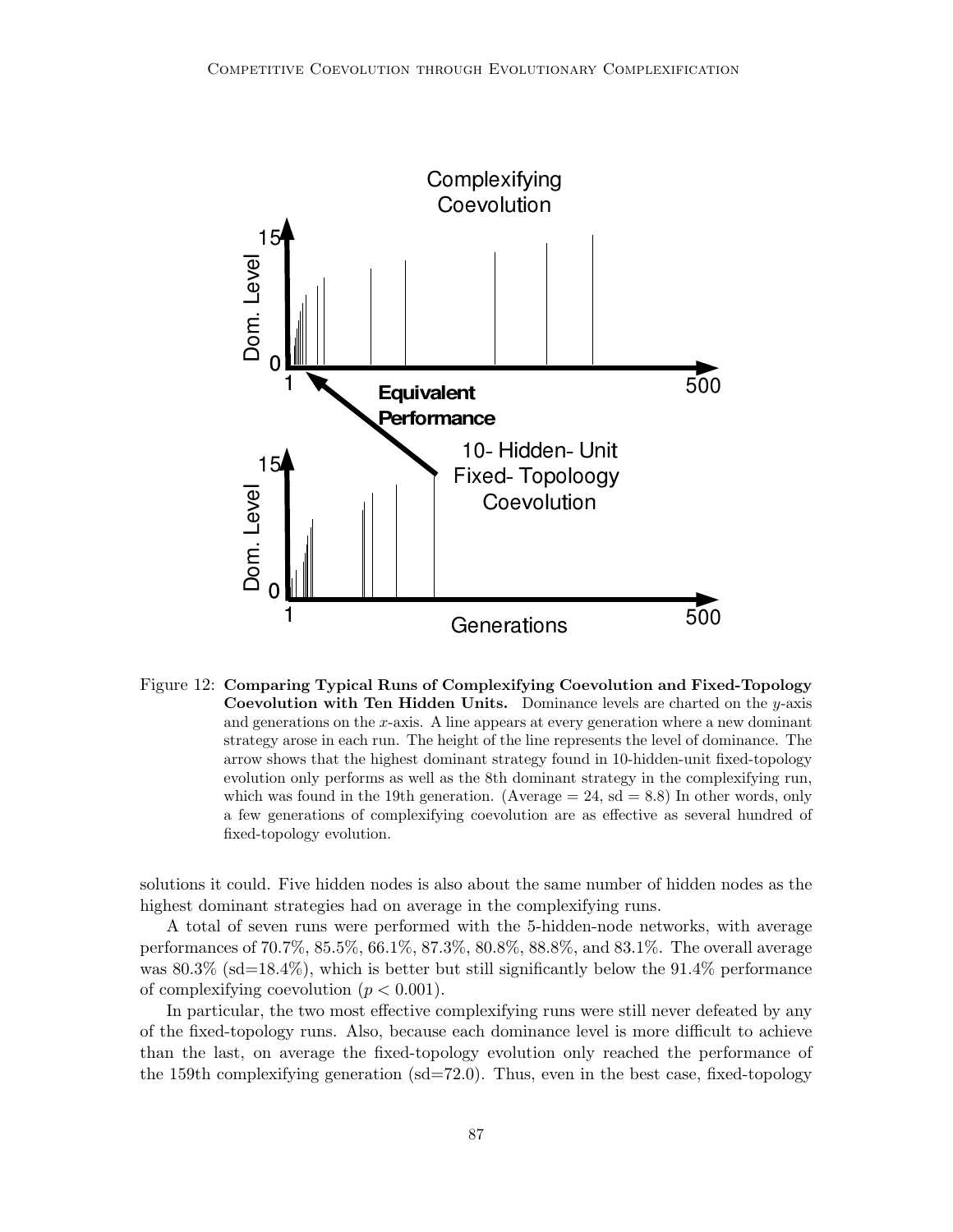Figure 12: **Comparing Typical Runs of Complexifying Coevolution and Fixed-Topology Coevolution with Ten Hidden Units.** Dominance levels are charted on the $y$-axis and generations on the $x$-axis. A line appears at every generation where a new dominant strategy arose in each run. The height of the line represents the level of dominance. The arrow shows that the highest dominant strategy found in 10-hidden-unit fixed-topology evolution only performs as well as the 8th dominant strategy in the complexifying run, which was found in the 19th generation. (Average = 24, sd = 8.8) In other words, only a few generations of complexifying coevolution are as effective as several hundred of fixed-topology evolution.

solutions it could. Five hidden nodes is also about the same number of hidden nodes as the highest dominant strategies had on average in the complexifying runs.

A total of seven runs were performed with the 5-hidden-node networks, with average performances of 70.7%, 85.5%, 66.1%, 87.3%, 80.8%, 88.8%, and 83.1%. The overall average was 80.3% (sd=18.4%), which is better but still significantly below the 91.4% performance of complexifying coevolution ($p < 0.001$).

In particular, the two most effective complexifying runs were still never defeated by any of the fixed-topology runs. Also, because each dominance level is more difficult to achieve than the last, on average the fixed-topology evolution only reached the performance of the 159th complexifying generation (sd=72.0). Thus, even in the best case, fixed-topology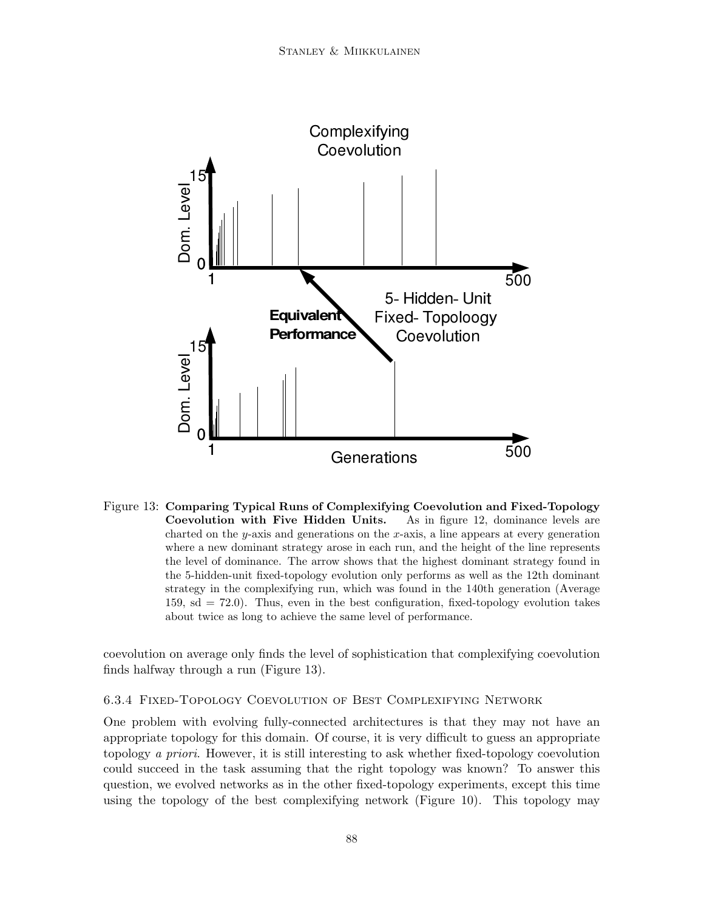Figure 13: **Comparing Typical Runs of Complexifying Coevolution and Fixed-Topology Coevolution with Five Hidden Units.** As in figure 12, dominance levels are charted on the $y$-axis and generations on the $x$-axis, a line appears at every generation where a new dominant strategy arose in each run, and the height of the line represents the level of dominance. The arrow shows that the highest dominant strategy found in the 5-hidden-unit fixed-topology evolution only performs as well as the 12th dominant strategy in the complexifying run, which was found in the 140th generation (Average 159, sd = 72.0). Thus, even in the best configuration, fixed-topology evolution takes about twice as long to achieve the same level of performance.

coevolution on average only finds the level of sophistication that complexifying coevolution finds halfway through a run (Figure 13).

#### 6.3.4 Fixed-Topology Coevolution of Best Complexifying Network

One problem with evolving fully-connected architectures is that they may not have an appropriate topology for this domain. Of course, it is very difficult to guess an appropriate topology *a priori*. However, it is still interesting to ask whether fixed-topology coevolution could succeed in the task assuming that the right topology was known? To answer this question, we evolved networks as in the other fixed-topology experiments, except this time using the topology of the best complexifying network (Figure 10). This topology may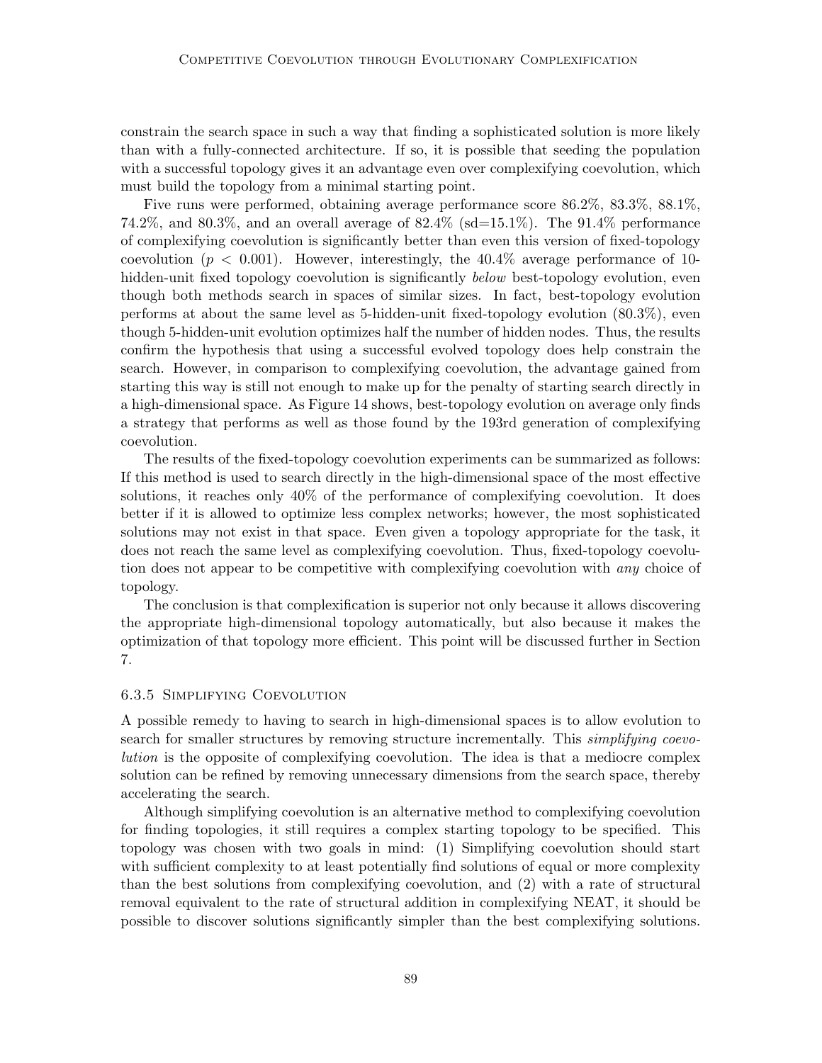constrain the search space in such a way that finding a sophisticated solution is more likely than with a fully-connected architecture. If so, it is possible that seeding the population with a successful topology gives it an advantage even over complexifying coevolution, which must build the topology from a minimal starting point.

Five runs were performed, obtaining average performance score 86.2%, 83.3%, 88.1%, 74.2%, and 80.3%, and an overall average of 82.4% (sd=15.1%). The 91.4% performance of complexifying coevolution is significantly better than even this version of fixed-topology coevolution ($p < 0.001$). However, interestingly, the 40.4% average performance of 10-hidden-unit fixed topology coevolution is significantly *below* best-topology evolution, even though both methods search in spaces of similar sizes. In fact, best-topology evolution performs at about the same level as 5-hidden-unit fixed-topology evolution (80.3%), even though 5-hidden-unit evolution optimizes half the number of hidden nodes. Thus, the results confirm the hypothesis that using a successful evolved topology does help constrain the search. However, in comparison to complexifying coevolution, the advantage gained from starting this way is still not enough to make up for the penalty of starting search directly in a high-dimensional space. As Figure 14 shows, best-topology evolution on average only finds a strategy that performs as well as those found by the 193rd generation of complexifying coevolution.

The results of the fixed-topology coevolution experiments can be summarized as follows: If this method is used to search directly in the high-dimensional space of the most effective solutions, it reaches only 40% of the performance of complexifying coevolution. It does better if it is allowed to optimize less complex networks; however, the most sophisticated solutions may not exist in that space. Even given a topology appropriate for the task, it does not reach the same level as complexifying coevolution. Thus, fixed-topology coevolution does not appear to be competitive with complexifying coevolution with *any* choice of topology.

The conclusion is that complexification is superior not only because it allows discovering the appropriate high-dimensional topology automatically, but also because it makes the optimization of that topology more efficient. This point will be discussed further in Section 7.

#### 6.3.5 Simplifying Coevolution

A possible remedy to having to search in high-dimensional spaces is to allow evolution to search for smaller structures by removing structure incrementally. This *simplifying coevolution* is the opposite of complexifying coevolution. The idea is that a mediocre complex solution can be refined by removing unnecessary dimensions from the search space, thereby accelerating the search.

Although simplifying coevolution is an alternative method to complexifying coevolution for finding topologies, it still requires a complex starting topology to be specified. This topology was chosen with two goals in mind: (1) Simplifying coevolution should start with sufficient complexity to at least potentially find solutions of equal or more complexity than the best solutions from complexifying coevolution, and (2) with a rate of structural removal equivalent to the rate of structural addition in complexifying NEAT, it should be possible to discover solutions significantly simpler than the best complexifying solutions.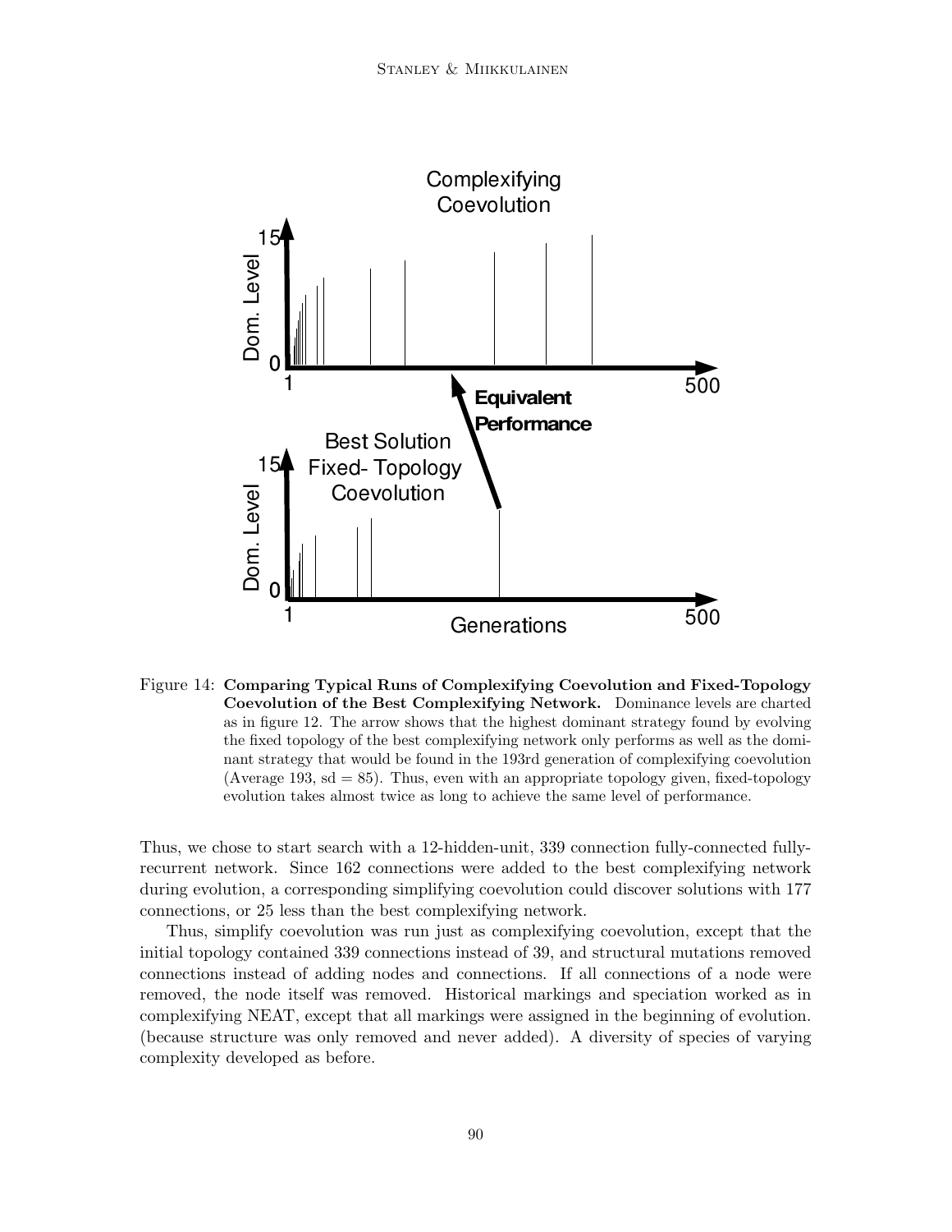Figure 14: **Comparing Typical Runs of Complexifying Coevolution and Fixed-Topology Coevolution of the Best Complexifying Network.** Dominance levels are charted as in figure 12. The arrow shows that the highest dominant strategy found by evolving the fixed topology of the best complexifying network only performs as well as the dominant strategy that would be found in the 193rd generation of complexifying coevolution (Average 193, sd = 85). Thus, even with an appropriate topology given, fixed-topology evolution takes almost twice as long to achieve the same level of performance.

Thus, we chose to start search with a 12-hidden-unit, 339 connection fully-connected fully-recurrent network. Since 162 connections were added to the best complexifying network during evolution, a corresponding simplifying coevolution could discover solutions with 177 connections, or 25 less than the best complexifying network.

Thus, simplify coevolution was run just as complexifying coevolution, except that the initial topology contained 339 connections instead of 39, and structural mutations removed connections instead of adding nodes and connections. If all connections of a node were removed, the node itself was removed. Historical markings and speciation worked as in complexifying NEAT, except that all markings were assigned in the beginning of evolution. (because structure was only removed and never added). A diversity of species of varying complexity developed as before.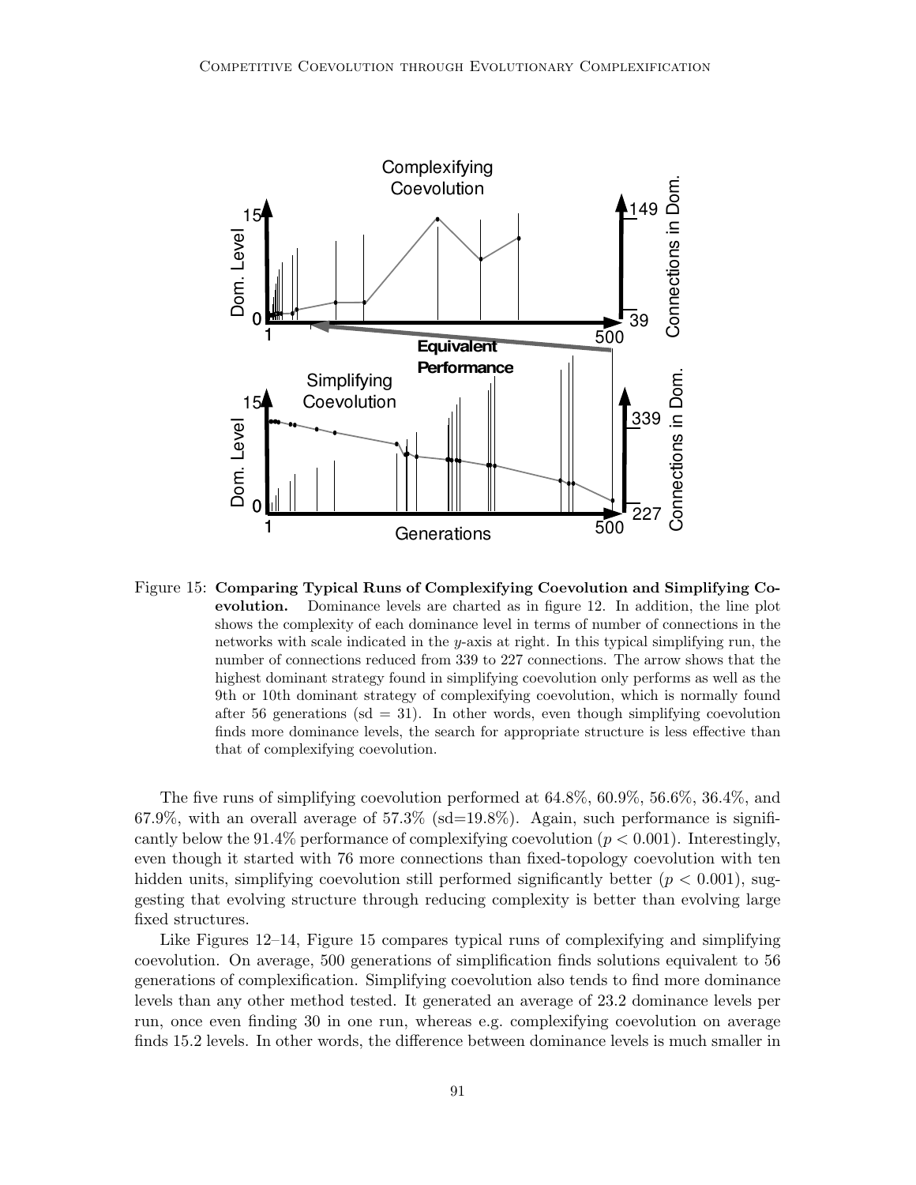Figure 15: **Comparing Typical Runs of Complexifying Coevolution and Simplifying Coevolution.** Dominance levels are charted as in figure 12. In addition, the line plot shows the complexity of each dominance level in terms of number of connections in the networks with scale indicated in the *y*-axis at right. In this typical simplifying run, the number of connections reduced from 339 to 227 connections. The arrow shows that the highest dominant strategy found in simplifying coevolution only performs as well as the 9th or 10th dominant strategy of complexifying coevolution, which is normally found after 56 generations (sd = 31). In other words, even though simplifying coevolution finds more dominance levels, the search for appropriate structure is less effective than that of complexifying coevolution.

The five runs of simplifying coevolution performed at 64.8%, 60.9%, 56.6%, 36.4%, and 67.9%, with an overall average of 57.3% (sd=19.8%). Again, such performance is significantly below the 91.4% performance of complexifying coevolution ($p < 0.001$). Interestingly, even though it started with 76 more connections than fixed-topology coevolution with ten hidden units, simplifying coevolution still performed significantly better ($p < 0.001$), suggesting that evolving structure through reducing complexity is better than evolving large fixed structures.

Like Figures 12–14, Figure 15 compares typical runs of complexifying and simplifying coevolution. On average, 500 generations of simplification finds solutions equivalent to 56 generations of complexification. Simplifying coevolution also tends to find more dominance levels than any other method tested. It generated an average of 23.2 dominance levels per run, once even finding 30 in one run, whereas e.g. complexifying coevolution on average finds 15.2 levels. In other words, the difference between dominance levels is much smaller in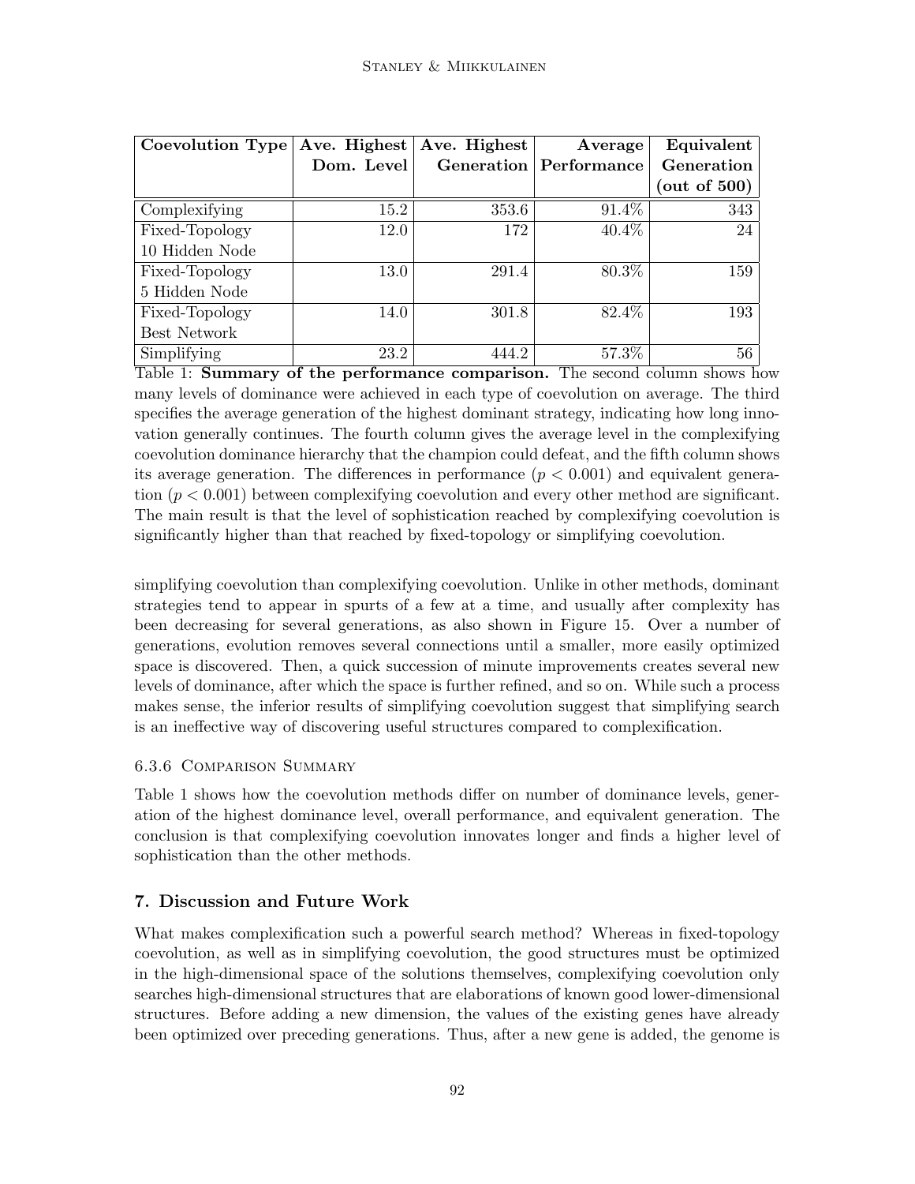| Coevolution Type | Ave. Highest Dom. Level | Ave. Highest Generation | Average Performance | Equivalent Generation (out of 500) |
|---|---|---|---|---|
| Complexifying | 15.2 | 353.6 | 91.4% | 343 |
| Fixed-Topology 10 Hidden Node | 12.0 | 172 | 40.4% | 24 |
| Fixed-Topology 5 Hidden Node | 13.0 | 291.4 | 80.3% | 159 |
| Fixed-Topology Best Network | 14.0 | 301.8 | 82.4% | 193 |
| Simplifying | 23.2 | 444.2 | 57.3% | 56 |

Table 1: **Summary of the performance comparison.** The second column shows how many levels of dominance were achieved in each type of coevolution on average. The third specifies the average generation of the highest dominant strategy, indicating how long innovation generally continues. The fourth column gives the average level in the complexifying coevolution dominance hierarchy that the champion could defeat, and the fifth column shows its average generation. The differences in performance ($p < 0.001$) and equivalent generation ($p < 0.001$) between complexifying coevolution and every other method are significant. The main result is that the level of sophistication reached by complexifying coevolution is significantly higher than that reached by fixed-topology or simplifying coevolution.

simplifying coevolution than complexifying coevolution. Unlike in other methods, dominant strategies tend to appear in spurts of a few at a time, and usually after complexity has been decreasing for several generations, as also shown in Figure 15. Over a number of generations, evolution removes several connections until a smaller, more easily optimized space is discovered. Then, a quick succession of minute improvements creates several new levels of dominance, after which the space is further refined, and so on. While such a process makes sense, the inferior results of simplifying coevolution suggest that simplifying search is an ineffective way of discovering useful structures compared to complexification.

#### 6.3.6 Comparison Summary

Table 1 shows how the coevolution methods differ on number of dominance levels, generation of the highest dominance level, overall performance, and equivalent generation. The conclusion is that complexifying coevolution innovates longer and finds a higher level of sophistication than the other methods.

## 7. Discussion and Future Work

What makes complexification such a powerful search method? Whereas in fixed-topology coevolution, as well as in simplifying coevolution, the good structures must be optimized in the high-dimensional space of the solutions themselves, complexifying coevolution only searches high-dimensional structures that are elaborations of known good lower-dimensional structures. Before adding a new dimension, the values of the existing genes have already been optimized over preceding generations. Thus, after a new gene is added, the genome is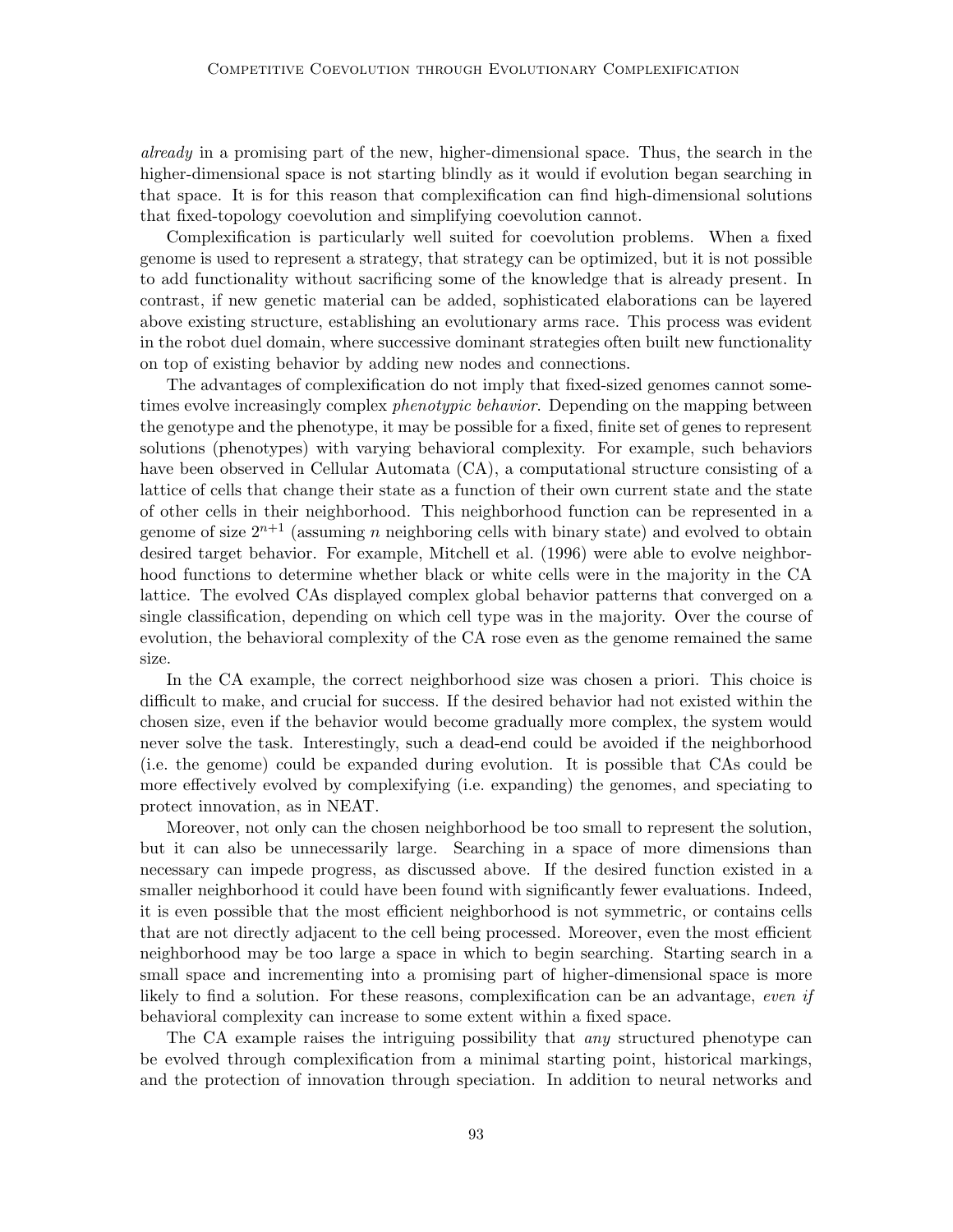*already* in a promising part of the new, higher-dimensional space. Thus, the search in the higher-dimensional space is not starting blindly as it would if evolution began searching in that space. It is for this reason that complexification can find high-dimensional solutions that fixed-topology coevolution and simplifying coevolution cannot.

Complexification is particularly well suited for coevolution problems. When a fixed genome is used to represent a strategy, that strategy can be optimized, but it is not possible to add functionality without sacrificing some of the knowledge that is already present. In contrast, if new genetic material can be added, sophisticated elaborations can be layered above existing structure, establishing an evolutionary arms race. This process was evident in the robot duel domain, where successive dominant strategies often built new functionality on top of existing behavior by adding new nodes and connections.

The advantages of complexification do not imply that fixed-sized genomes cannot sometimes evolve increasingly complex *phenotypic behavior*. Depending on the mapping between the genotype and the phenotype, it may be possible for a fixed, finite set of genes to represent solutions (phenotypes) with varying behavioral complexity. For example, such behaviors have been observed in Cellular Automata (CA), a computational structure consisting of a lattice of cells that change their state as a function of their own current state and the state of other cells in their neighborhood. This neighborhood function can be represented in a genome of size $2^{n+1}$ (assuming $n$ neighboring cells with binary state) and evolved to obtain desired target behavior. For example, Mitchell et al. (1996) were able to evolve neighborhood functions to determine whether black or white cells were in the majority in the CA lattice. The evolved CAs displayed complex global behavior patterns that converged on a single classification, depending on which cell type was in the majority. Over the course of evolution, the behavioral complexity of the CA rose even as the genome remained the same size.

In the CA example, the correct neighborhood size was chosen a priori. This choice is difficult to make, and crucial for success. If the desired behavior had not existed within the chosen size, even if the behavior would become gradually more complex, the system would never solve the task. Interestingly, such a dead-end could be avoided if the neighborhood (i.e. the genome) could be expanded during evolution. It is possible that CAs could be more effectively evolved by complexifying (i.e. expanding) the genomes, and speciating to protect innovation, as in NEAT.

Moreover, not only can the chosen neighborhood be too small to represent the solution, but it can also be unnecessarily large. Searching in a space of more dimensions than necessary can impede progress, as discussed above. If the desired function existed in a smaller neighborhood it could have been found with significantly fewer evaluations. Indeed, it is even possible that the most efficient neighborhood is not symmetric, or contains cells that are not directly adjacent to the cell being processed. Moreover, even the most efficient neighborhood may be too large a space in which to begin searching. Starting search in a small space and incrementing into a promising part of higher-dimensional space is more likely to find a solution. For these reasons, complexification can be an advantage, *even if* behavioral complexity can increase to some extent within a fixed space.

The CA example raises the intriguing possibility that *any* structured phenotype can be evolved through complexification from a minimal starting point, historical markings, and the protection of innovation through speciation. In addition to neural networks and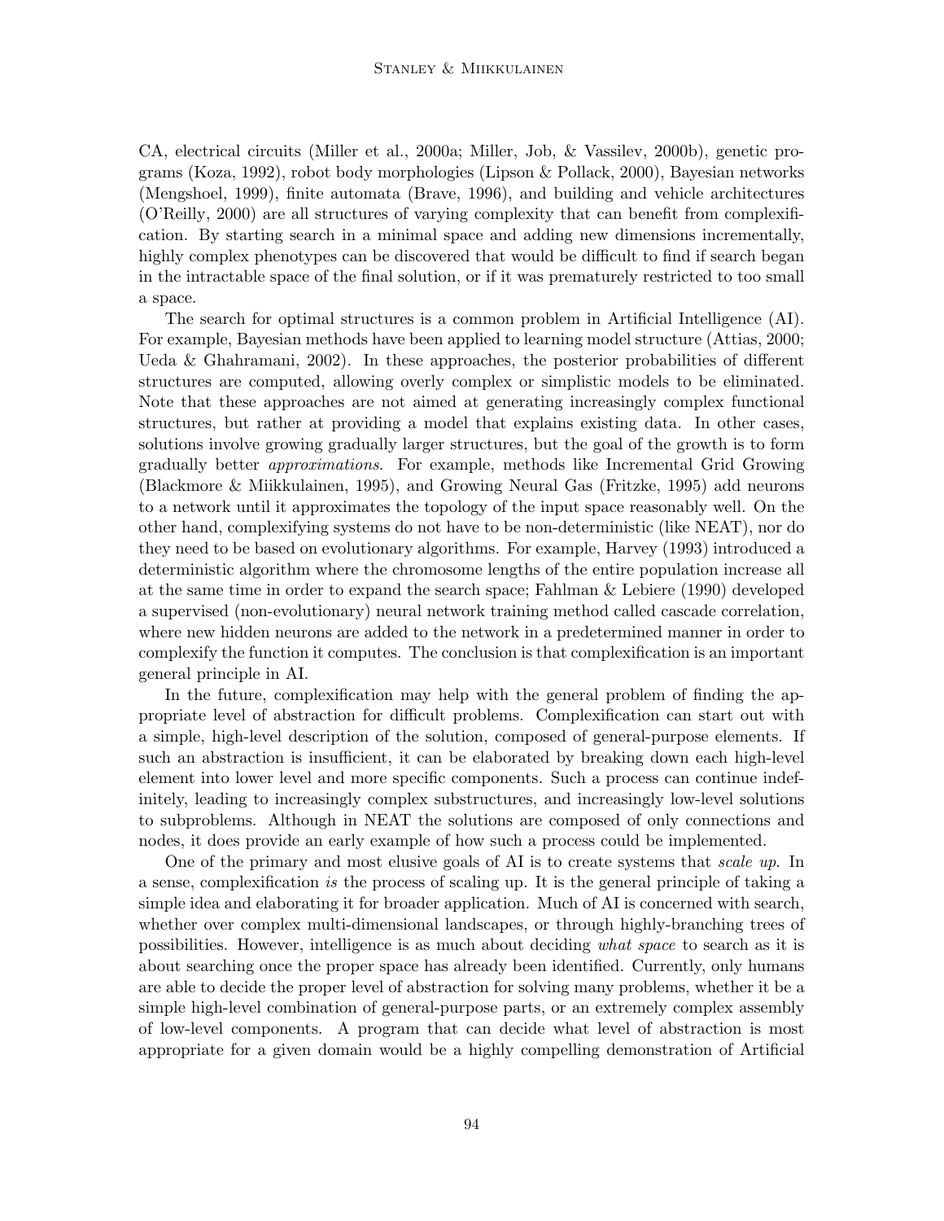CA, electrical circuits (Miller et al., 2000a; Miller, Job, & Vassilev, 2000b), genetic programs (Koza, 1992), robot body morphologies (Lipson & Pollack, 2000), Bayesian networks (Mengshoel, 1999), finite automata (Brave, 1996), and building and vehicle architectures (O'Reilly, 2000) are all structures of varying complexity that can benefit from complexification. By starting search in a minimal space and adding new dimensions incrementally, highly complex phenotypes can be discovered that would be difficult to find if search began in the intractable space of the final solution, or if it was prematurely restricted to too small a space.

The search for optimal structures is a common problem in Artificial Intelligence (AI). For example, Bayesian methods have been applied to learning model structure (Attias, 2000; Ueda & Ghahramani, 2002). In these approaches, the posterior probabilities of different structures are computed, allowing overly complex or simplistic models to be eliminated. Note that these approaches are not aimed at generating increasingly complex functional structures, but rather at providing a model that explains existing data. In other cases, solutions involve growing gradually larger structures, but the goal of the growth is to form gradually better *approximations*. For example, methods like Incremental Grid Growing (Blackmore & Miikkulainen, 1995), and Growing Neural Gas (Fritzke, 1995) add neurons to a network until it approximates the topology of the input space reasonably well. On the other hand, complexifying systems do not have to be non-deterministic (like NEAT), nor do they need to be based on evolutionary algorithms. For example, Harvey (1993) introduced a deterministic algorithm where the chromosome lengths of the entire population increase all at the same time in order to expand the search space; Fahlman & Lebiere (1990) developed a supervised (non-evolutionary) neural network training method called cascade correlation, where new hidden neurons are added to the network in a predetermined manner in order to complexify the function it computes. The conclusion is that complexification is an important general principle in AI.

In the future, complexification may help with the general problem of finding the appropriate level of abstraction for difficult problems. Complexification can start out with a simple, high-level description of the solution, composed of general-purpose elements. If such an abstraction is insufficient, it can be elaborated by breaking down each high-level element into lower level and more specific components. Such a process can continue indefinitely, leading to increasingly complex substructures, and increasingly low-level solutions to subproblems. Although in NEAT the solutions are composed of only connections and nodes, it does provide an early example of how such a process could be implemented.

One of the primary and most elusive goals of AI is to create systems that *scale up*. In a sense, complexification *is* the process of scaling up. It is the general principle of taking a simple idea and elaborating it for broader application. Much of AI is concerned with search, whether over complex multi-dimensional landscapes, or through highly-branching trees of possibilities. However, intelligence is as much about deciding *what space* to search as it is about searching once the proper space has already been identified. Currently, only humans are able to decide the proper level of abstraction for solving many problems, whether it be a simple high-level combination of general-purpose parts, or an extremely complex assembly of low-level components. A program that can decide what level of abstraction is most appropriate for a given domain would be a highly compelling demonstration of Artificial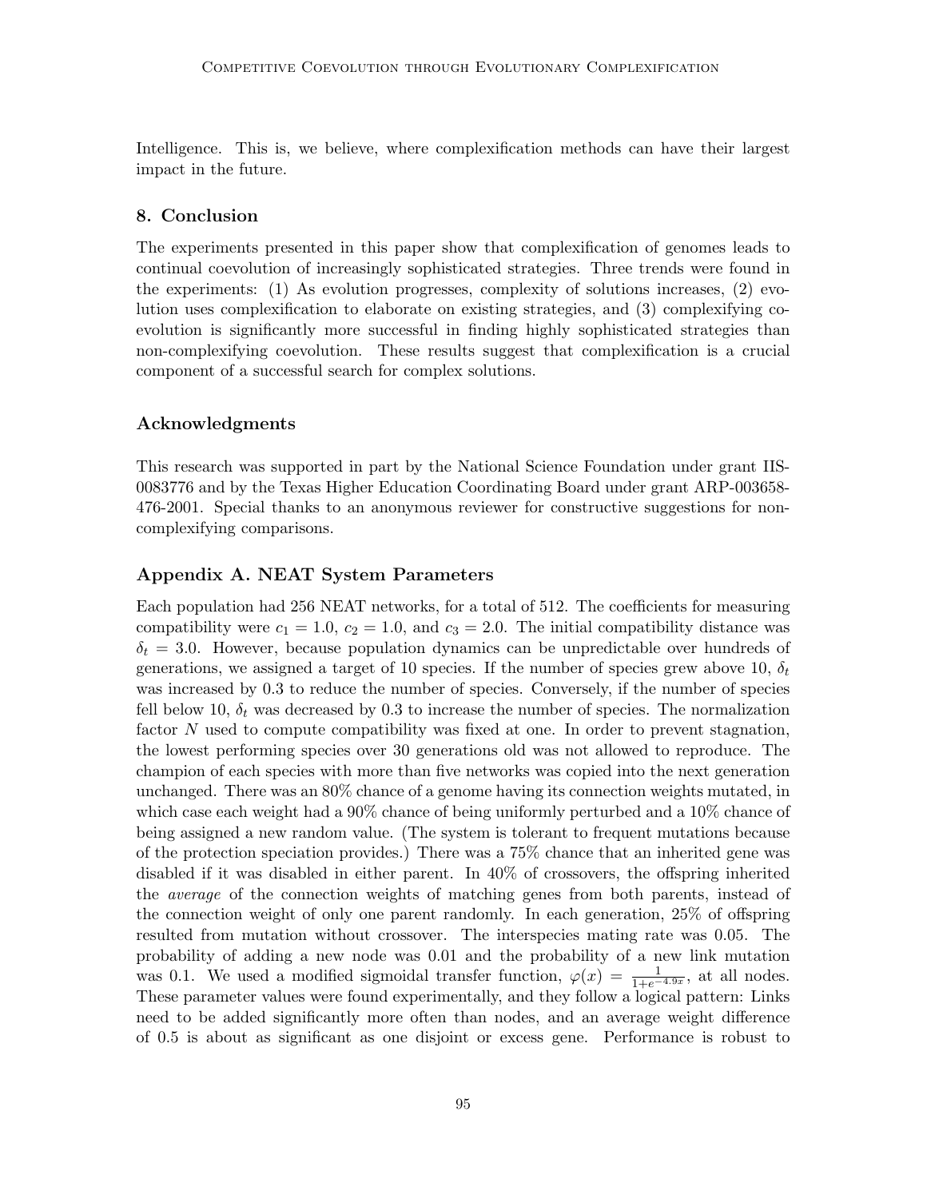Intelligence. This is, we believe, where complexification methods can have their largest impact in the future.

## 8. Conclusion

The experiments presented in this paper show that complexification of genomes leads to continual coevolution of increasingly sophisticated strategies. Three trends were found in the experiments: (1) As evolution progresses, complexity of solutions increases, (2) evolution uses complexification to elaborate on existing strategies, and (3) complexifying coevolution is significantly more successful in finding highly sophisticated strategies than non-complexifying coevolution. These results suggest that complexification is a crucial component of a successful search for complex solutions.

## Acknowledgments

This research was supported in part by the National Science Foundation under grant IIS-0083776 and by the Texas Higher Education Coordinating Board under grant ARP-003658-476-2001. Special thanks to an anonymous reviewer for constructive suggestions for non-complexifying comparisons.

## Appendix A. NEAT System Parameters

Each population had 256 NEAT networks, for a total of 512. The coefficients for measuring compatibility were $c_1 = 1.0$, $c_2 = 1.0$, and $c_3 = 2.0$. The initial compatibility distance was $\delta_t = 3.0$. However, because population dynamics can be unpredictable over hundreds of generations, we assigned a target of 10 species. If the number of species grew above 10, $\delta_t$ was increased by 0.3 to reduce the number of species. Conversely, if the number of species fell below 10, $\delta_t$ was decreased by 0.3 to increase the number of species. The normalization factor $N$ used to compute compatibility was fixed at one. In order to prevent stagnation, the lowest performing species over 30 generations old was not allowed to reproduce. The champion of each species with more than five networks was copied into the next generation unchanged. There was an 80% chance of a genome having its connection weights mutated, in which case each weight had a 90% chance of being uniformly perturbed and a 10% chance of being assigned a new random value. (The system is tolerant to frequent mutations because of the protection speciation provides.) There was a 75% chance that an inherited gene was disabled if it was disabled in either parent. In 40% of crossovers, the offspring inherited the *average* of the connection weights of matching genes from both parents, instead of the connection weight of only one parent randomly. In each generation, 25% of offspring resulted from mutation without crossover. The interspecies mating rate was 0.05. The probability of adding a new node was 0.01 and the probability of a new link mutation was 0.1. We used a modified sigmoidal transfer function, $\varphi(x) = \frac{1}{1+e^{-4.9x}}$, at all nodes. These parameter values were found experimentally, and they follow a logical pattern: Links need to be added significantly more often than nodes, and an average weight difference of 0.5 is about as significant as one disjoint or excess gene. Performance is robust to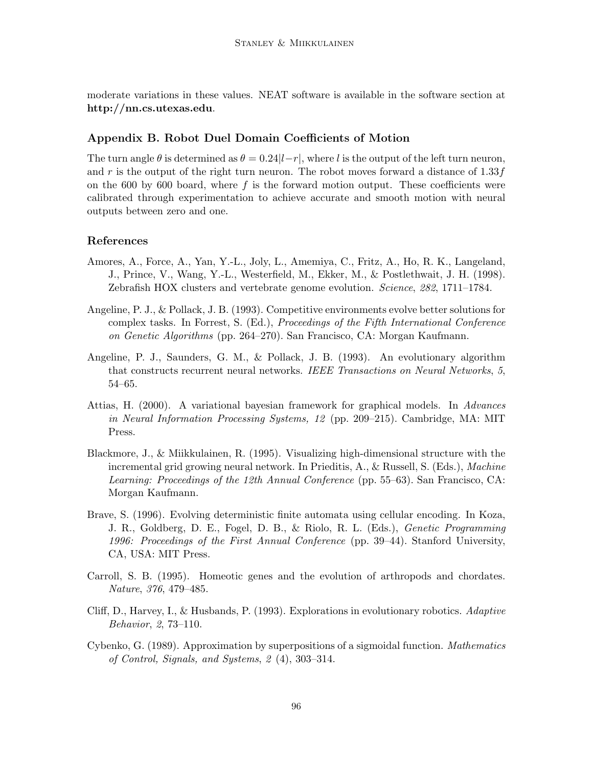moderate variations in these values. NEAT software is available in the software section at **http://nn.cs.utexas.edu**.

## Appendix B. Robot Duel Domain Coefficients of Motion

The turn angle $\theta$ is determined as $\theta = 0.24|l - r|$, where $l$ is the output of the left turn neuron, and $r$ is the output of the right turn neuron. The robot moves forward a distance of $1.33f$ on the 600 by 600 board, where $f$ is the forward motion output. These coefficients were calibrated through experimentation to achieve accurate and smooth motion with neural outputs between zero and one.

## References

Amores, A., Force, A., Yan, Y.-L., Joly, L., Amemiya, C., Fritz, A., Ho, R. K., Langeland, J., Prince, V., Wang, Y.-L., Westerfield, M., Ekker, M., & Postlethwait, J. H. (1998). Zebrafish HOX clusters and vertebrate genome evolution. *Science*, *282*, 1711–1784.

Angeline, P. J., & Pollack, J. B. (1993). Competitive environments evolve better solutions for complex tasks. In Forrest, S. (Ed.), *Proceedings of the Fifth International Conference on Genetic Algorithms* (pp. 264–270). San Francisco, CA: Morgan Kaufmann.

Angeline, P. J., Saunders, G. M., & Pollack, J. B. (1993). An evolutionary algorithm that constructs recurrent neural networks. *IEEE Transactions on Neural Networks*, *5*, 54–65.

Attias, H. (2000). A variational bayesian framework for graphical models. In *Advances in Neural Information Processing Systems, 12* (pp. 209–215). Cambridge, MA: MIT Press.

Blackmore, J., & Miikkulainen, R. (1995). Visualizing high-dimensional structure with the incremental grid growing neural network. In Prieditis, A., & Russell, S. (Eds.), *Machine Learning: Proceedings of the 12th Annual Conference* (pp. 55–63). San Francisco, CA: Morgan Kaufmann.

Brave, S. (1996). Evolving deterministic finite automata using cellular encoding. In Koza, J. R., Goldberg, D. E., Fogel, D. B., & Riolo, R. L. (Eds.), *Genetic Programming 1996: Proceedings of the First Annual Conference* (pp. 39–44). Stanford University, CA, USA: MIT Press.

Carroll, S. B. (1995). Homeotic genes and the evolution of arthropods and chordates. *Nature*, *376*, 479–485.

Cliff, D., Harvey, I., & Husbands, P. (1993). Explorations in evolutionary robotics. *Adaptive Behavior*, *2*, 73–110.

Cybenko, G. (1989). Approximation by superpositions of a sigmoidal function. *Mathematics of Control, Signals, and Systems*, *2* (4), 303–314.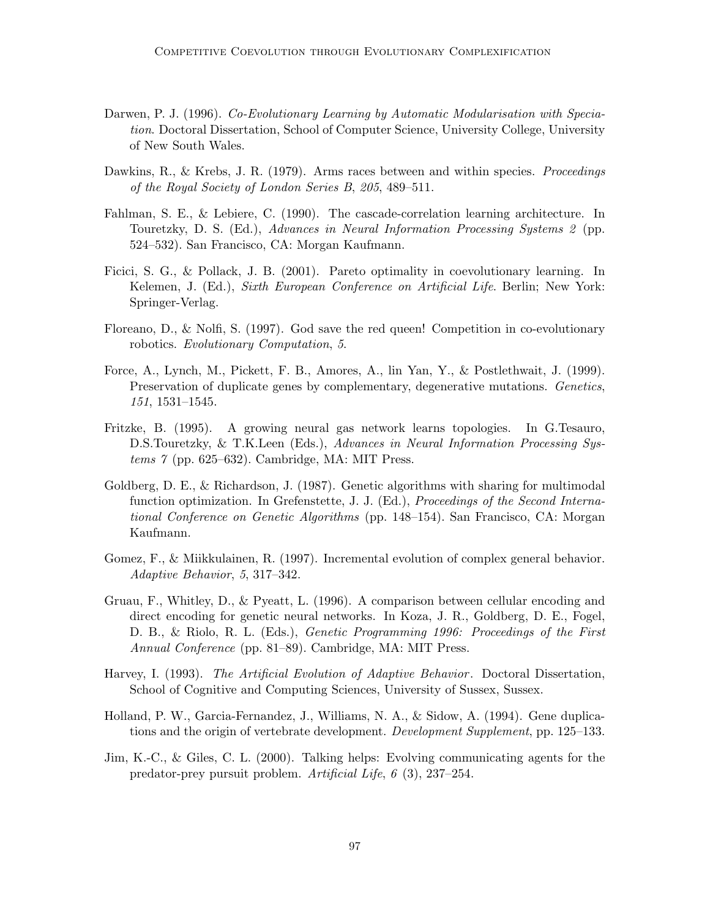Darwen, P. J. (1996). *Co-Evolutionary Learning by Automatic Modularisation with Speciation*. Doctoral Dissertation, School of Computer Science, University College, University of New South Wales.

Dawkins, R., & Krebs, J. R. (1979). Arms races between and within species. *Proceedings of the Royal Society of London Series B*, *205*, 489–511.

Fahlman, S. E., & Lebiere, C. (1990). The cascade-correlation learning architecture. In Touretzky, D. S. (Ed.), *Advances in Neural Information Processing Systems 2* (pp. 524–532). San Francisco, CA: Morgan Kaufmann.

Ficici, S. G., & Pollack, J. B. (2001). Pareto optimality in coevolutionary learning. In Kelemen, J. (Ed.), *Sixth European Conference on Artificial Life*. Berlin; New York: Springer-Verlag.

Floreano, D., & Nolfi, S. (1997). God save the red queen! Competition in co-evolutionary robotics. *Evolutionary Computation*, *5*.

Force, A., Lynch, M., Pickett, F. B., Amores, A., lin Yan, Y., & Postlethwait, J. (1999). Preservation of duplicate genes by complementary, degenerative mutations. *Genetics*, *151*, 1531–1545.

Fritzke, B. (1995). A growing neural gas network learns topologies. In G.Tesauro, D.S.Touretzky, & T.K.Leen (Eds.), *Advances in Neural Information Processing Systems 7* (pp. 625–632). Cambridge, MA: MIT Press.

Goldberg, D. E., & Richardson, J. (1987). Genetic algorithms with sharing for multimodal function optimization. In Grefenstette, J. J. (Ed.), *Proceedings of the Second International Conference on Genetic Algorithms* (pp. 148–154). San Francisco, CA: Morgan Kaufmann.

Gomez, F., & Miikkulainen, R. (1997). Incremental evolution of complex general behavior. *Adaptive Behavior*, *5*, 317–342.

Gruau, F., Whitley, D., & Pyeatt, L. (1996). A comparison between cellular encoding and direct encoding for genetic neural networks. In Koza, J. R., Goldberg, D. E., Fogel, D. B., & Riolo, R. L. (Eds.), *Genetic Programming 1996: Proceedings of the First Annual Conference* (pp. 81–89). Cambridge, MA: MIT Press.

Harvey, I. (1993). *The Artificial Evolution of Adaptive Behavior*. Doctoral Dissertation, School of Cognitive and Computing Sciences, University of Sussex, Sussex.

Holland, P. W., Garcia-Fernandez, J., Williams, N. A., & Sidow, A. (1994). Gene duplications and the origin of vertebrate development. *Development Supplement*, pp. 125–133.

Jim, K.-C., & Giles, C. L. (2000). Talking helps: Evolving communicating agents for the predator-prey pursuit problem. *Artificial Life*, *6* (3), 237–254.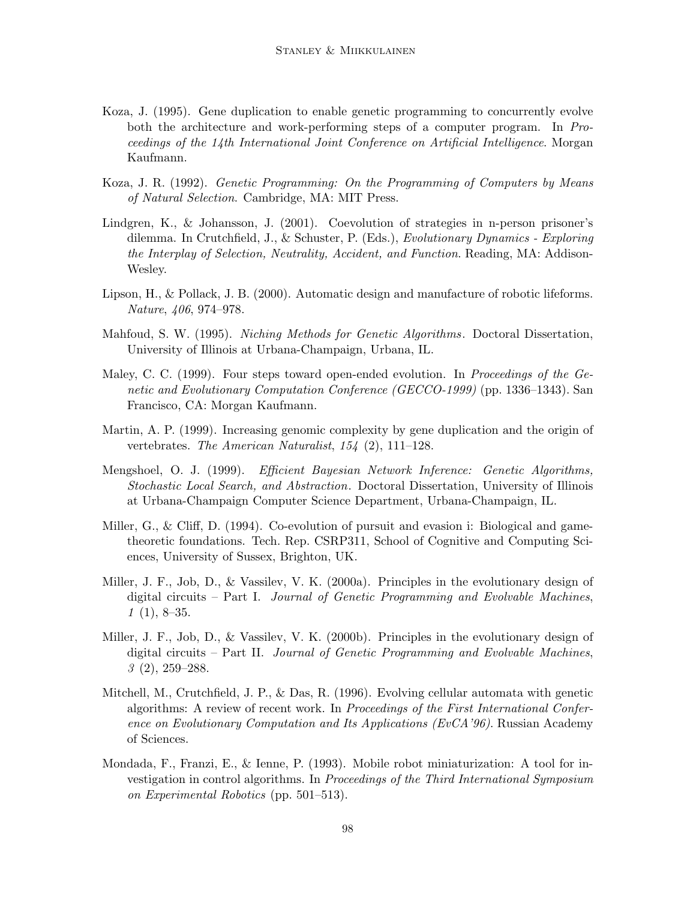Koza, J. (1995). Gene duplication to enable genetic programming to concurrently evolve both the architecture and work-performing steps of a computer program. In *Proceedings of the 14th International Joint Conference on Artificial Intelligence*. Morgan Kaufmann.

Koza, J. R. (1992). *Genetic Programming: On the Programming of Computers by Means of Natural Selection*. Cambridge, MA: MIT Press.

Lindgren, K., & Johansson, J. (2001). Coevolution of strategies in n-person prisoner's dilemma. In Crutchfield, J., & Schuster, P. (Eds.), *Evolutionary Dynamics - Exploring the Interplay of Selection, Neutrality, Accident, and Function*. Reading, MA: Addison-Wesley.

Lipson, H., & Pollack, J. B. (2000). Automatic design and manufacture of robotic lifeforms. *Nature*, *406*, 974–978.

Mahfoud, S. W. (1995). *Niching Methods for Genetic Algorithms*. Doctoral Dissertation, University of Illinois at Urbana-Champaign, Urbana, IL.

Maley, C. C. (1999). Four steps toward open-ended evolution. In *Proceedings of the Genetic and Evolutionary Computation Conference (GECCO-1999)* (pp. 1336–1343). San Francisco, CA: Morgan Kaufmann.

Martin, A. P. (1999). Increasing genomic complexity by gene duplication and the origin of vertebrates. *The American Naturalist*, *154* (2), 111–128.

Mengshoel, O. J. (1999). *Efficient Bayesian Network Inference: Genetic Algorithms, Stochastic Local Search, and Abstraction*. Doctoral Dissertation, University of Illinois at Urbana-Champaign Computer Science Department, Urbana-Champaign, IL.

Miller, G., & Cliff, D. (1994). Co-evolution of pursuit and evasion i: Biological and game-theoretic foundations. Tech. Rep. CSRP311, School of Cognitive and Computing Sciences, University of Sussex, Brighton, UK.

Miller, J. F., Job, D., & Vassilev, V. K. (2000a). Principles in the evolutionary design of digital circuits – Part I. *Journal of Genetic Programming and Evolvable Machines*, *1* (1), 8–35.

Miller, J. F., Job, D., & Vassilev, V. K. (2000b). Principles in the evolutionary design of digital circuits – Part II. *Journal of Genetic Programming and Evolvable Machines*, *3* (2), 259–288.

Mitchell, M., Crutchfield, J. P., & Das, R. (1996). Evolving cellular automata with genetic algorithms: A review of recent work. In *Proceedings of the First International Conference on Evolutionary Computation and Its Applications (EvCA'96)*. Russian Academy of Sciences.

Mondada, F., Franzi, E., & Ienne, P. (1993). Mobile robot miniaturization: A tool for investigation in control algorithms. In *Proceedings of the Third International Symposium on Experimental Robotics* (pp. 501–513).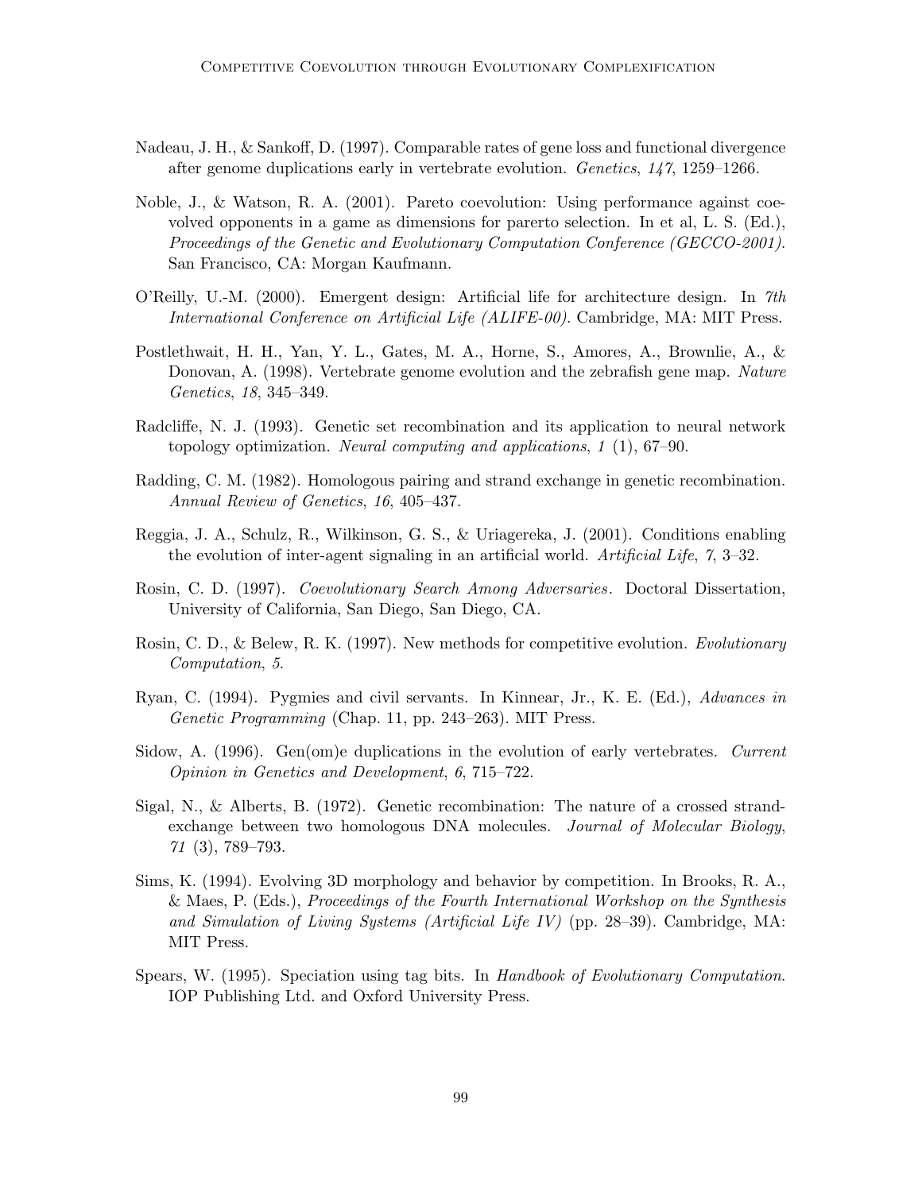Nadeau, J. H., & Sankoff, D. (1997). Comparable rates of gene loss and functional divergence after genome duplications early in vertebrate evolution. *Genetics*, *147*, 1259–1266.

Noble, J., & Watson, R. A. (2001). Pareto coevolution: Using performance against coevolved opponents in a game as dimensions for parerto selection. In et al, L. S. (Ed.), *Proceedings of the Genetic and Evolutionary Computation Conference (GECCO-2001)*. San Francisco, CA: Morgan Kaufmann.

O'Reilly, U.-M. (2000). Emergent design: Artificial life for architecture design. In *7th International Conference on Artificial Life (ALIFE-00)*. Cambridge, MA: MIT Press.

Postlethwait, H. H., Yan, Y. L., Gates, M. A., Horne, S., Amores, A., Brownlie, A., & Donovan, A. (1998). Vertebrate genome evolution and the zebrafish gene map. *Nature Genetics*, *18*, 345–349.

Radcliffe, N. J. (1993). Genetic set recombination and its application to neural network topology optimization. *Neural computing and applications*, *1* (1), 67–90.

Radding, C. M. (1982). Homologous pairing and strand exchange in genetic recombination. *Annual Review of Genetics*, *16*, 405–437.

Reggia, J. A., Schulz, R., Wilkinson, G. S., & Uriagereka, J. (2001). Conditions enabling the evolution of inter-agent signaling in an artificial world. *Artificial Life*, *7*, 3–32.

Rosin, C. D. (1997). *Coevolutionary Search Among Adversaries*. Doctoral Dissertation, University of California, San Diego, San Diego, CA.

Rosin, C. D., & Belew, R. K. (1997). New methods for competitive evolution. *Evolutionary Computation*, *5*.

Ryan, C. (1994). Pygmies and civil servants. In Kinnear, Jr., K. E. (Ed.), *Advances in Genetic Programming* (Chap. 11, pp. 243–263). MIT Press.

Sidow, A. (1996). Gen(om)e duplications in the evolution of early vertebrates. *Current Opinion in Genetics and Development*, *6*, 715–722.

Sigal, N., & Alberts, B. (1972). Genetic recombination: The nature of a crossed strand-exchange between two homologous DNA molecules. *Journal of Molecular Biology*, *71* (3), 789–793.

Sims, K. (1994). Evolving 3D morphology and behavior by competition. In Brooks, R. A., & Maes, P. (Eds.), *Proceedings of the Fourth International Workshop on the Synthesis and Simulation of Living Systems (Artificial Life IV)* (pp. 28–39). Cambridge, MA: MIT Press.

Spears, W. (1995). Speciation using tag bits. In *Handbook of Evolutionary Computation*. IOP Publishing Ltd. and Oxford University Press.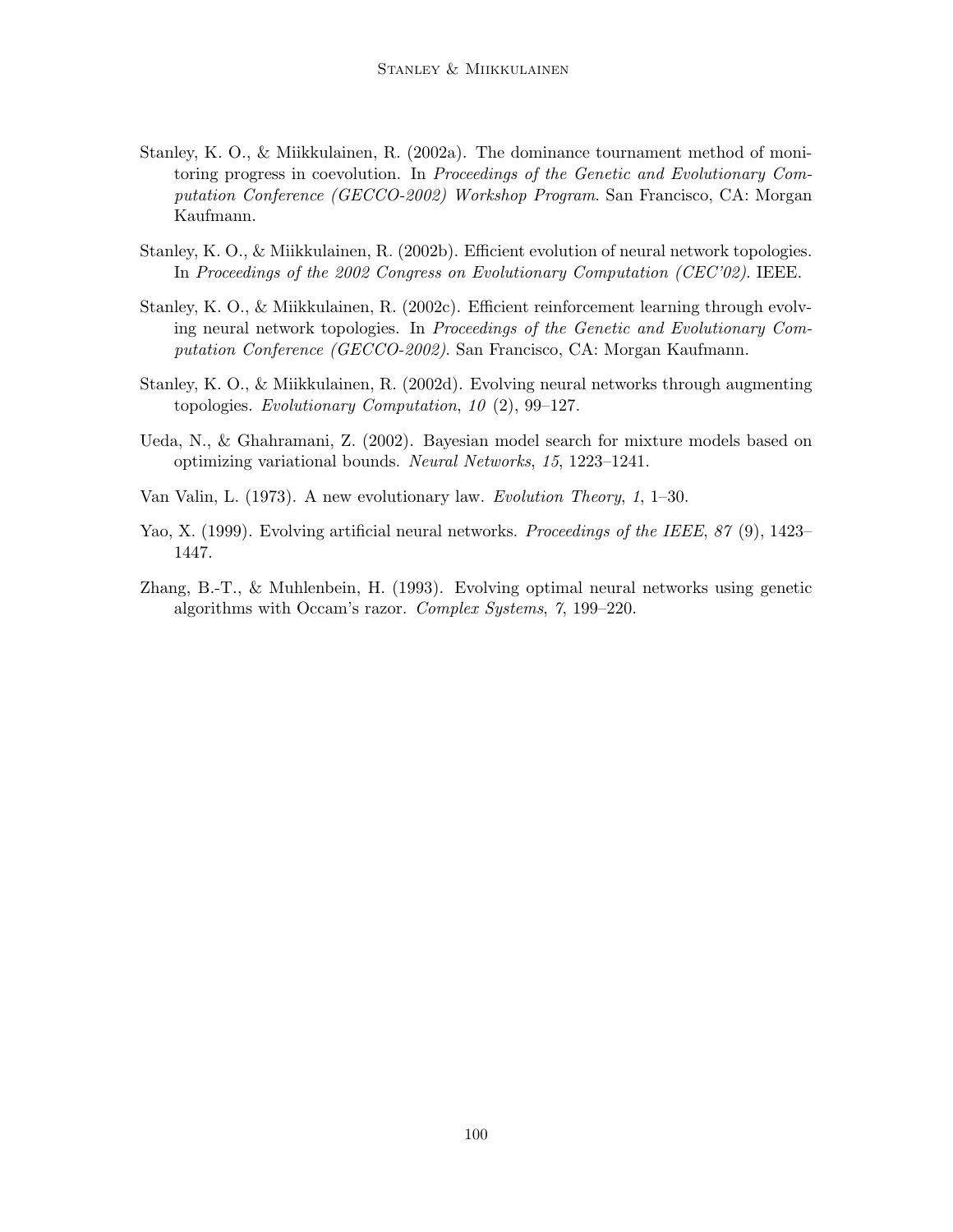Stanley, K. O., & Miikkulainen, R. (2002a). The dominance tournament method of monitoring progress in coevolution. In *Proceedings of the Genetic and Evolutionary Computation Conference (GECCO-2002) Workshop Program*. San Francisco, CA: Morgan Kaufmann.

Stanley, K. O., & Miikkulainen, R. (2002b). Efficient evolution of neural network topologies. In *Proceedings of the 2002 Congress on Evolutionary Computation (CEC'02)*. IEEE.

Stanley, K. O., & Miikkulainen, R. (2002c). Efficient reinforcement learning through evolving neural network topologies. In *Proceedings of the Genetic and Evolutionary Computation Conference (GECCO-2002)*. San Francisco, CA: Morgan Kaufmann.

Stanley, K. O., & Miikkulainen, R. (2002d). Evolving neural networks through augmenting topologies. *Evolutionary Computation*, *10* (2), 99–127.

Ueda, N., & Ghahramani, Z. (2002). Bayesian model search for mixture models based on optimizing variational bounds. *Neural Networks*, *15*, 1223–1241.

Van Valin, L. (1973). A new evolutionary law. *Evolution Theory*, *1*, 1–30.

Yao, X. (1999). Evolving artificial neural networks. *Proceedings of the IEEE*, *87* (9), 1423–1447.

Zhang, B.-T., & Muhlenbein, H. (1993). Evolving optimal neural networks using genetic algorithms with Occam's razor. *Complex Systems*, *7*, 199–220.